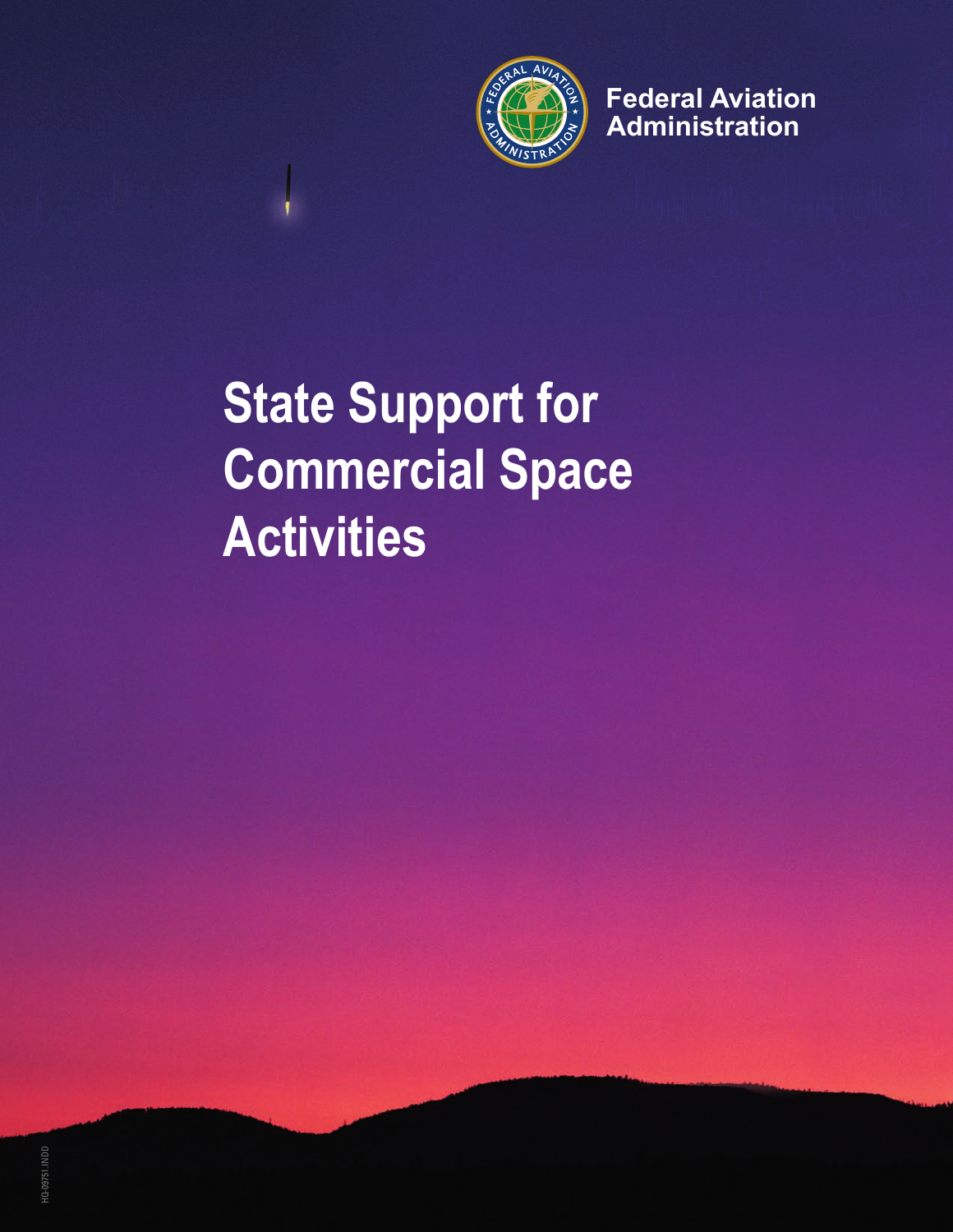Federal Aviation Administration

# State Support for Commercial Space Activities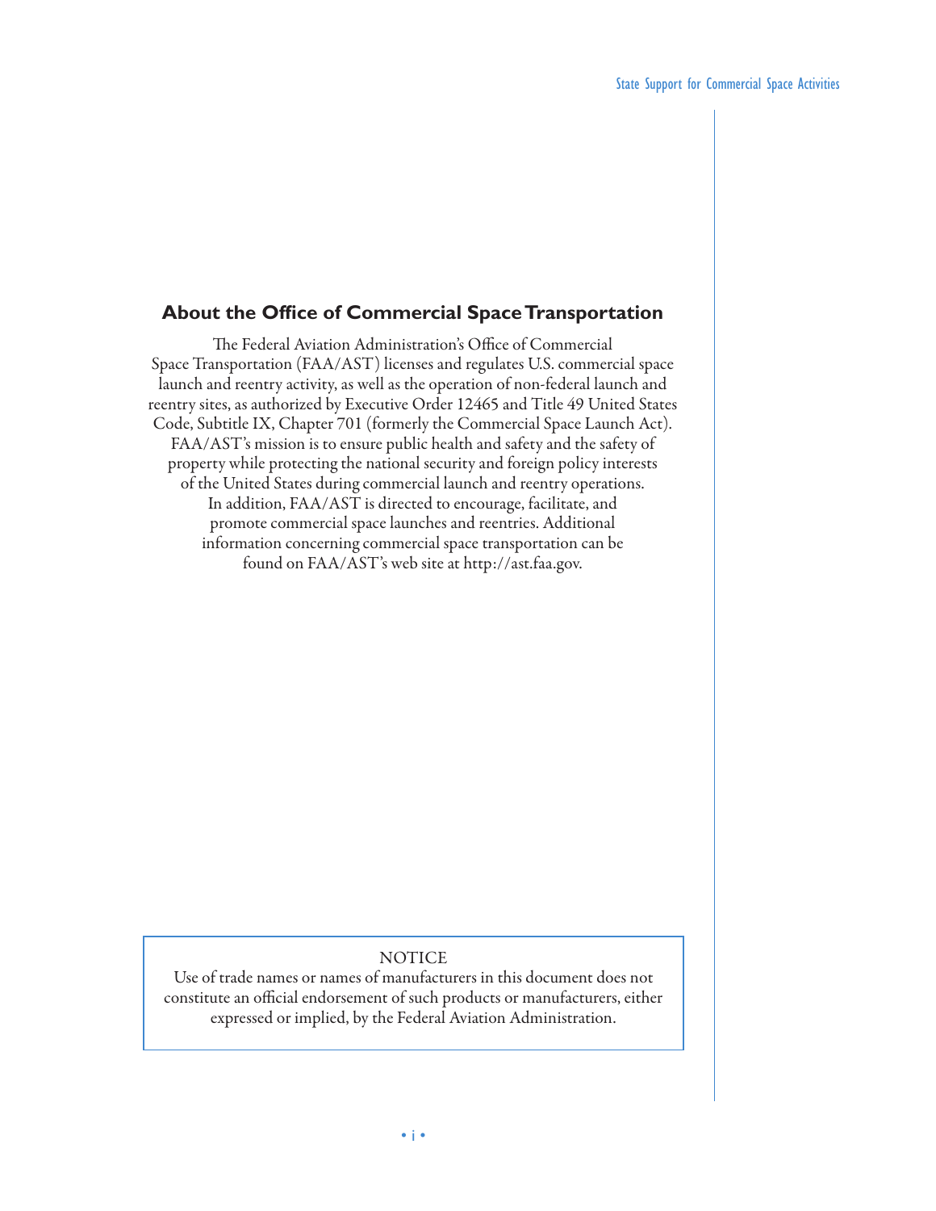## About the Office of Commercial Space Transportation

The Federal Aviation Administration's Office of Commercial Space Transportation (FAA/AST) licenses and regulates U.S. commercial space launch and reentry activity, as well as the operation of non-federal launch and reentry sites, as authorized by Executive Order 12465 and Title 49 United States Code, Subtitle IX, Chapter 701 (formerly the Commercial Space Launch Act). FAA/AST's mission is to ensure public health and safety and the safety of property while protecting the national security and foreign policy interests of the United States during commercial launch and reentry operations. In addition, FAA/AST is directed to encourage, facilitate, and promote commercial space launches and reentries. Additional information concerning commercial space transportation can be found on FAA/AST's web site at http://ast.faa.gov.

NOTICE

Use of trade names or names of manufacturers in this document does not constitute an official endorsement of such products or manufacturers, either expressed or implied, by the Federal Aviation Administration.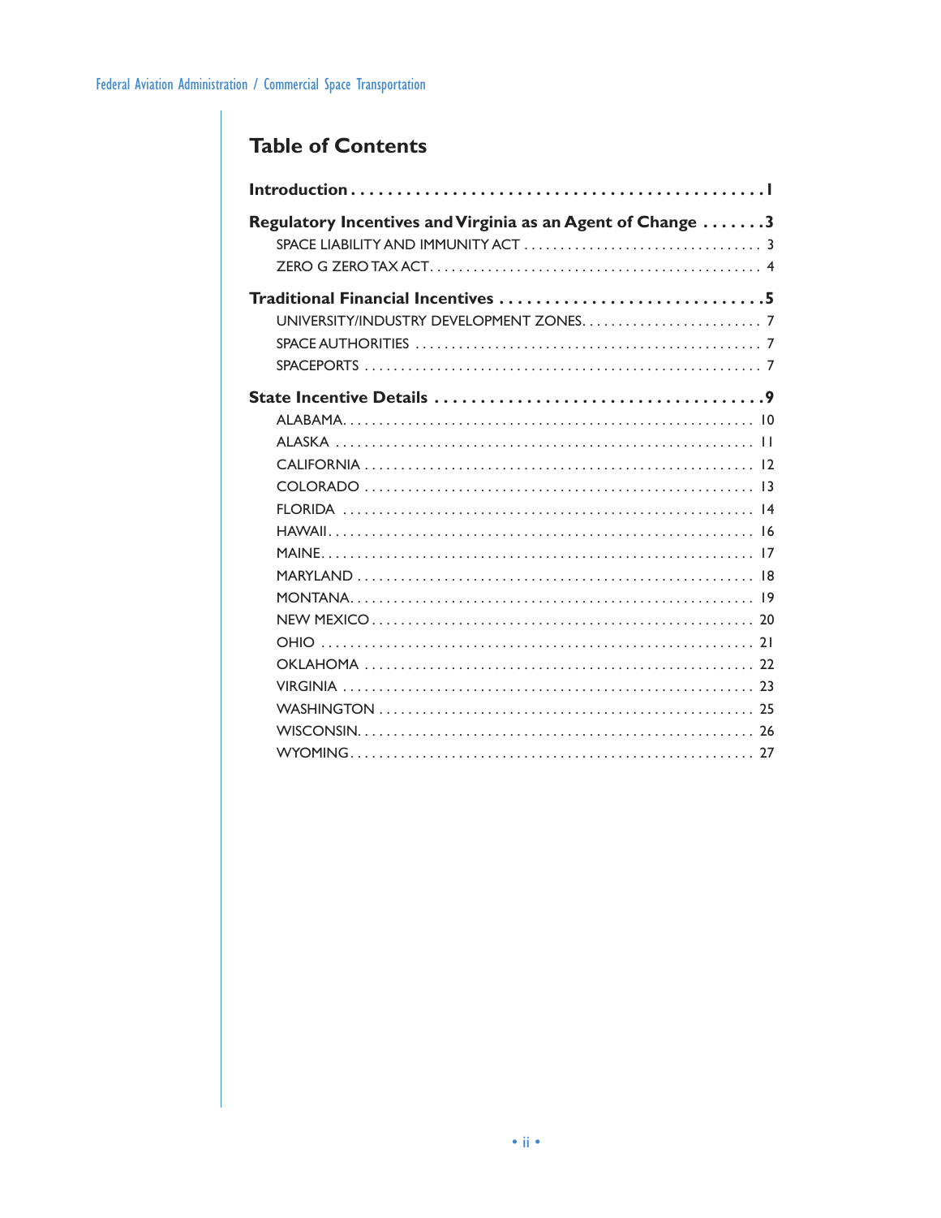## Table of Contents

**Introduction** ........................................... 1

**Regulatory Incentives and Virginia as an Agent of Change** ....... 3

- SPACE LIABILITY AND IMMUNITY ACT ........................ 3
- ZERO G ZERO TAX ACT ..................................... 4

**Traditional Financial Incentives** ......................... 5

- UNIVERSITY/INDUSTRY DEVELOPMENT ZONES .................... 7
- SPACE AUTHORITIES ....................................... 7
- SPACEPORTS .............................................. 7

**State Incentive Details** .................................. 9

- ALABAMA ................................................. 10
- ALASKA .................................................. 11
- CALIFORNIA .............................................. 12
- COLORADO ................................................ 13
- FLORIDA ................................................. 14
- HAWAII .................................................. 16
- MAINE ................................................... 17
- MARYLAND ................................................ 18
- MONTANA ................................................. 19
- NEW MEXICO .............................................. 20
- OHIO .................................................... 21
- OKLAHOMA ................................................ 22
- VIRGINIA ................................................ 23
- WASHINGTON .............................................. 25
- WISCONSIN ............................................... 26
- WYOMING ................................................. 27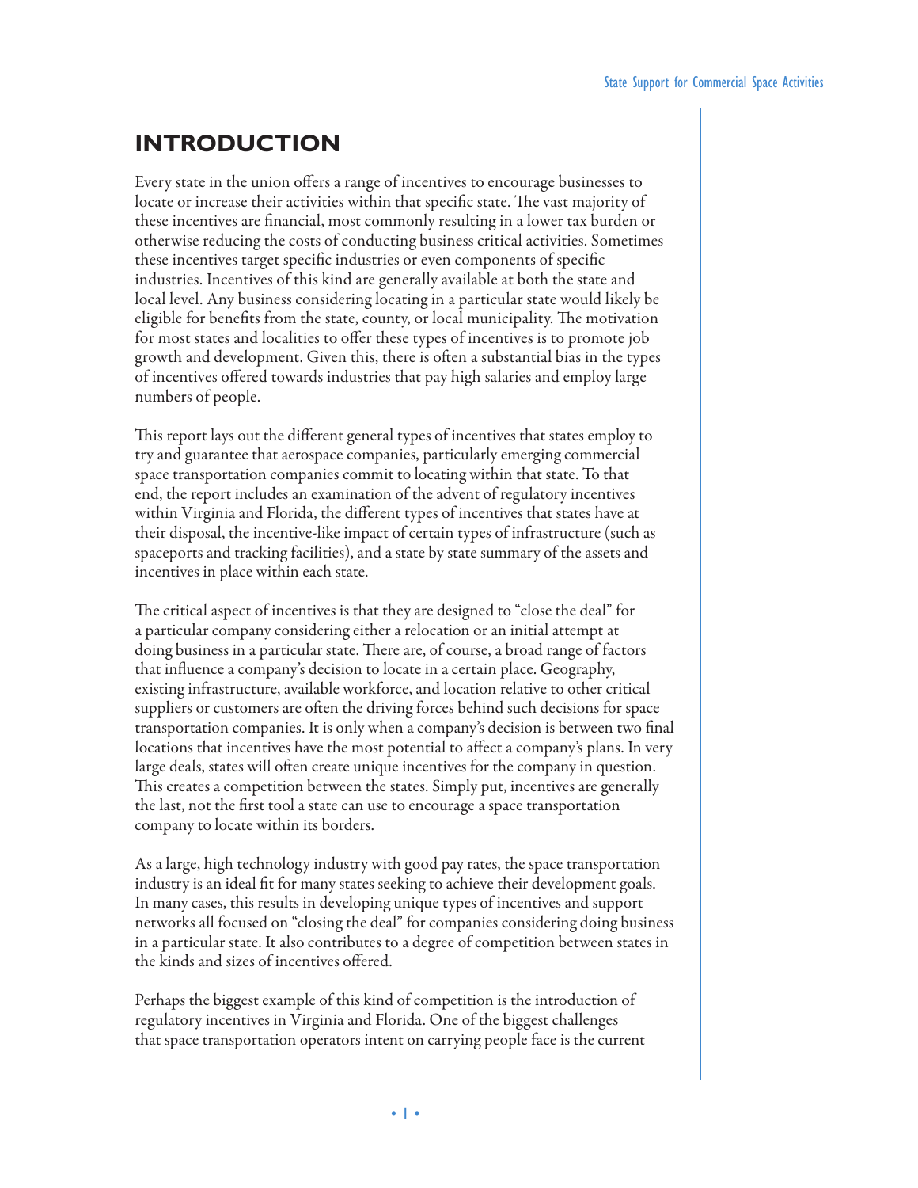# INTRODUCTION

Every state in the union offers a range of incentives to encourage businesses to locate or increase their activities within that specific state. The vast majority of these incentives are financial, most commonly resulting in a lower tax burden or otherwise reducing the costs of conducting business critical activities. Sometimes these incentives target specific industries or even components of specific industries. Incentives of this kind are generally available at both the state and local level. Any business considering locating in a particular state would likely be eligible for benefits from the state, county, or local municipality. The motivation for most states and localities to offer these types of incentives is to promote job growth and development. Given this, there is often a substantial bias in the types of incentives offered towards industries that pay high salaries and employ large numbers of people.

This report lays out the different general types of incentives that states employ to try and guarantee that aerospace companies, particularly emerging commercial space transportation companies commit to locating within that state. To that end, the report includes an examination of the advent of regulatory incentives within Virginia and Florida, the different types of incentives that states have at their disposal, the incentive-like impact of certain types of infrastructure (such as spaceports and tracking facilities), and a state by state summary of the assets and incentives in place within each state.

The critical aspect of incentives is that they are designed to "close the deal" for a particular company considering either a relocation or an initial attempt at doing business in a particular state. There are, of course, a broad range of factors that influence a company's decision to locate in a certain place. Geography, existing infrastructure, available workforce, and location relative to other critical suppliers or customers are often the driving forces behind such decisions for space transportation companies. It is only when a company's decision is between two final locations that incentives have the most potential to affect a company's plans. In very large deals, states will often create unique incentives for the company in question. This creates a competition between the states. Simply put, incentives are generally the last, not the first tool a state can use to encourage a space transportation company to locate within its borders.

As a large, high technology industry with good pay rates, the space transportation industry is an ideal fit for many states seeking to achieve their development goals. In many cases, this results in developing unique types of incentives and support networks all focused on "closing the deal" for companies considering doing business in a particular state. It also contributes to a degree of competition between states in the kinds and sizes of incentives offered.

Perhaps the biggest example of this kind of competition is the introduction of regulatory incentives in Virginia and Florida. One of the biggest challenges that space transportation operators intent on carrying people face is the current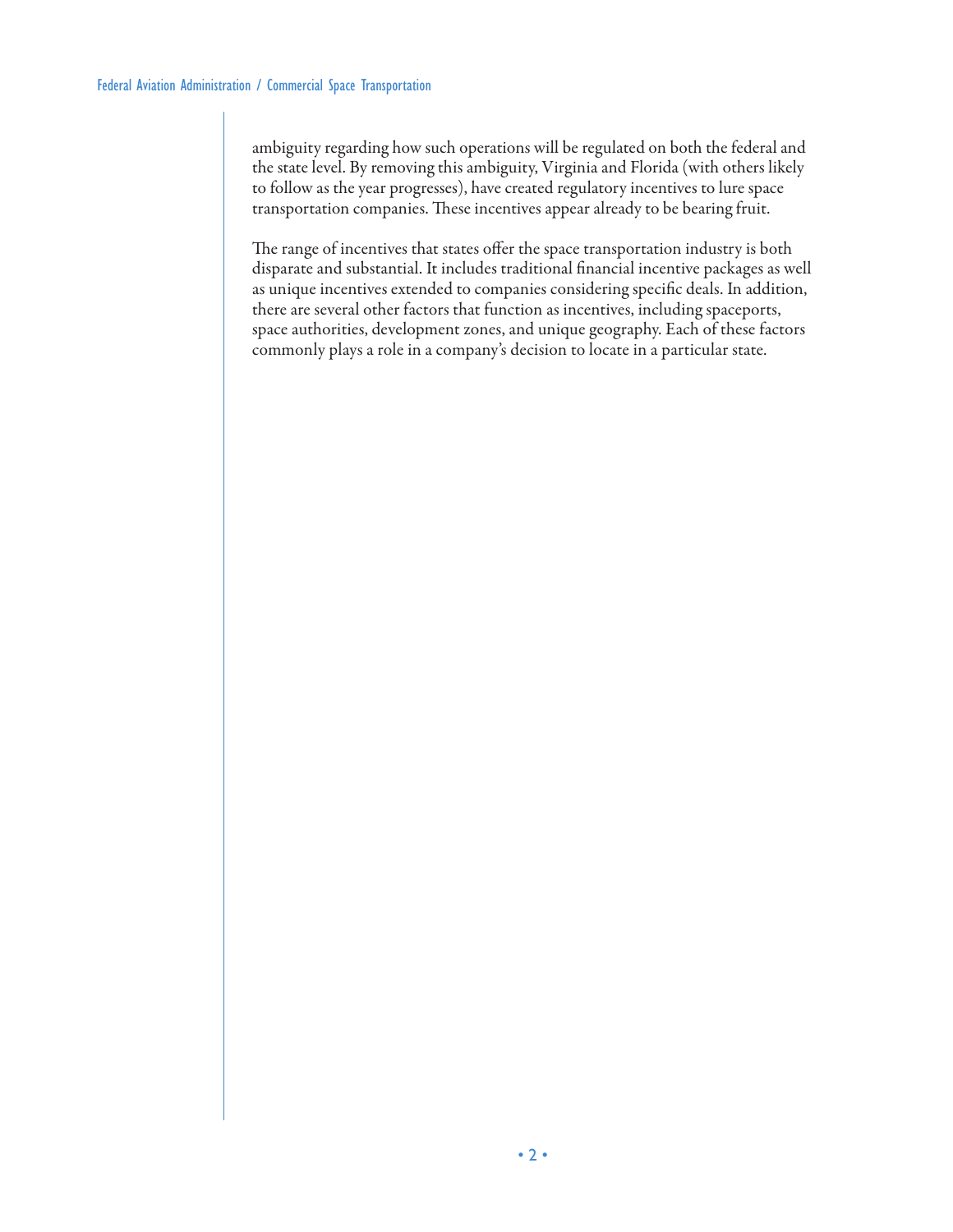ambiguity regarding how such operations will be regulated on both the federal and the state level. By removing this ambiguity, Virginia and Florida (with others likely to follow as the year progresses), have created regulatory incentives to lure space transportation companies. These incentives appear already to be bearing fruit.

The range of incentives that states offer the space transportation industry is both disparate and substantial. It includes traditional financial incentive packages as well as unique incentives extended to companies considering specific deals. In addition, there are several other factors that function as incentives, including spaceports, space authorities, development zones, and unique geography. Each of these factors commonly plays a role in a company's decision to locate in a particular state.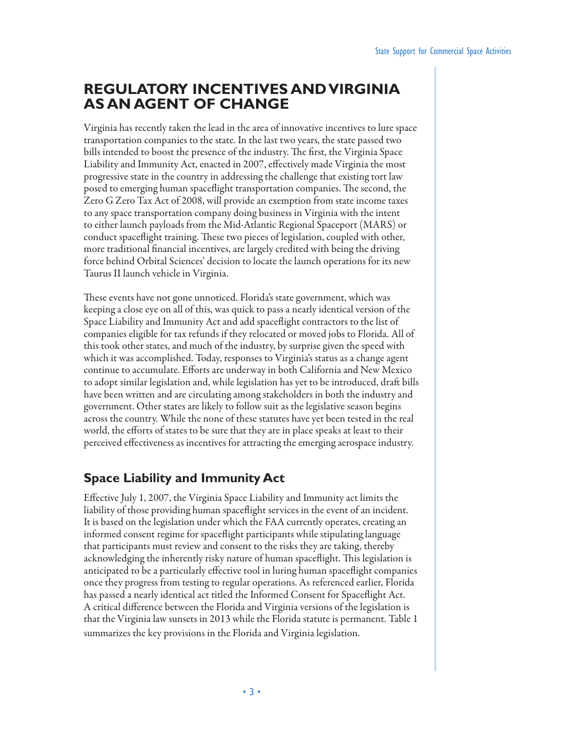## REGULATORY INCENTIVES AND VIRGINIA AS AN AGENT OF CHANGE

Virginia has recently taken the lead in the area of innovative incentives to lure space transportation companies to the state. In the last two years, the state passed two bills intended to boost the presence of the industry. The first, the Virginia Space Liability and Immunity Act, enacted in 2007, effectively made Virginia the most progressive state in the country in addressing the challenge that existing tort law posed to emerging human spaceflight transportation companies. The second, the Zero G Zero Tax Act of 2008, will provide an exemption from state income taxes to any space transportation company doing business in Virginia with the intent to either launch payloads from the Mid-Atlantic Regional Spaceport (MARS) or conduct spaceflight training. These two pieces of legislation, coupled with other, more traditional financial incentives, are largely credited with being the driving force behind Orbital Sciences' decision to locate the launch operations for its new Taurus II launch vehicle in Virginia.

These events have not gone unnoticed. Florida's state government, which was keeping a close eye on all of this, was quick to pass a nearly identical version of the Space Liability and Immunity Act and add spaceflight contractors to the list of companies eligible for tax refunds if they relocated or moved jobs to Florida. All of this took other states, and much of the industry, by surprise given the speed with which it was accomplished. Today, responses to Virginia's status as a change agent continue to accumulate. Efforts are underway in both California and New Mexico to adopt similar legislation and, while legislation has yet to be introduced, draft bills have been written and are circulating among stakeholders in both the industry and government. Other states are likely to follow suit as the legislative season begins across the country. While the none of these statutes have yet been tested in the real world, the efforts of states to be sure that they are in place speaks at least to their perceived effectiveness as incentives for attracting the emerging aerospace industry.

### Space Liability and Immunity Act

Effective July 1, 2007, the Virginia Space Liability and Immunity act limits the liability of those providing human spaceflight services in the event of an incident. It is based on the legislation under which the FAA currently operates, creating an informed consent regime for spaceflight participants while stipulating language that participants must review and consent to the risks they are taking, thereby acknowledging the inherently risky nature of human spaceflight. This legislation is anticipated to be a particularly effective tool in luring human spaceflight companies once they progress from testing to regular operations. As referenced earlier, Florida has passed a nearly identical act titled the Informed Consent for Spaceflight Act. A critical difference between the Florida and Virginia versions of the legislation is that the Virginia law sunsets in 2013 while the Florida statute is permanent. Table 1 summarizes the key provisions in the Florida and Virginia legislation.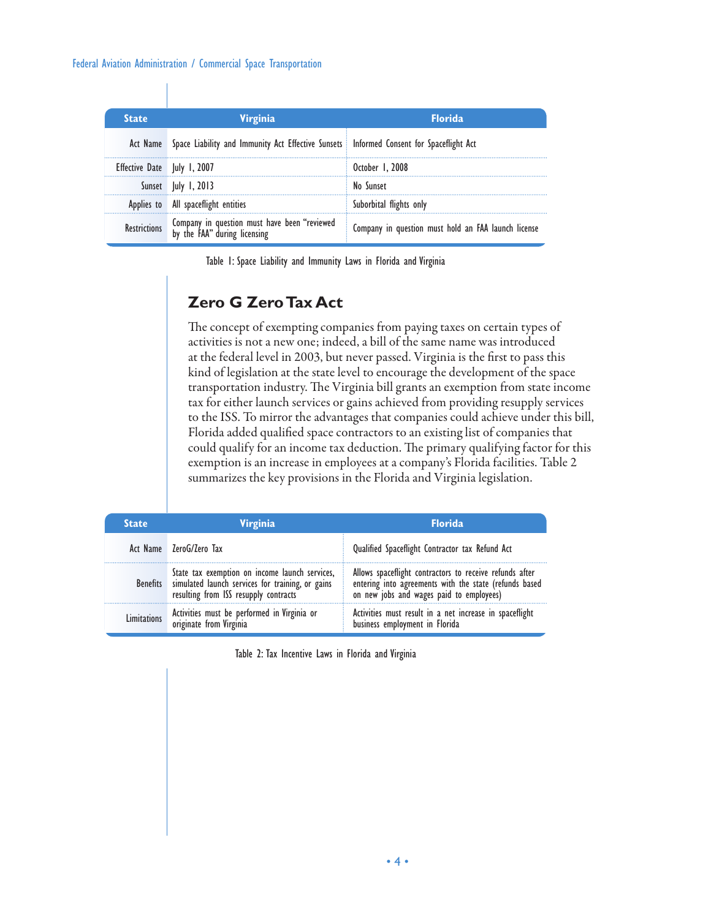| State | Virginia | Florida |
|---|---|---|
| Act Name | Space Liability and Immunity Act Effective Sunsets | Informed Consent for Spaceflight Act |
| Effective Date | July 1, 2007 | October 1, 2008 |
| Sunset | July 1, 2013 | No Sunset |
| Applies to | All spaceflight entities | Suborbital flights only |
| Restrictions | Company in question must have been "reviewed by the FAA" during licensing | Company in question must hold an FAA launch license |

Table 1: Space Liability and Immunity Laws in Florida and Virginia

## Zero G Zero Tax Act

The concept of exempting companies from paying taxes on certain types of activities is not a new one; indeed, a bill of the same name was introduced at the federal level in 2003, but never passed. Virginia is the first to pass this kind of legislation at the state level to encourage the development of the space transportation industry. The Virginia bill grants an exemption from state income tax for either launch services or gains achieved from providing resupply services to the ISS. To mirror the advantages that companies could achieve under this bill, Florida added qualified space contractors to an existing list of companies that could qualify for an income tax deduction. The primary qualifying factor for this exemption is an increase in employees at a company's Florida facilities. Table 2 summarizes the key provisions in the Florida and Virginia legislation.

| State | Virginia | Florida |
|---|---|---|
| Act Name | ZeroG/Zero Tax | Qualified Spaceflight Contractor tax Refund Act |
| Benefits | State tax exemption on income launch services, simulated launch services for training, or gains resulting from ISS resupply contracts | Allows spaceflight contractors to receive refunds after entering into agreements with the state (refunds based on new jobs and wages paid to employees) |
| Limitations | Activities must be performed in Virginia or originate from Virginia | Activities must result in a net increase in spaceflight business employment in Florida |

Table 2: Tax Incentive Laws in Florida and Virginia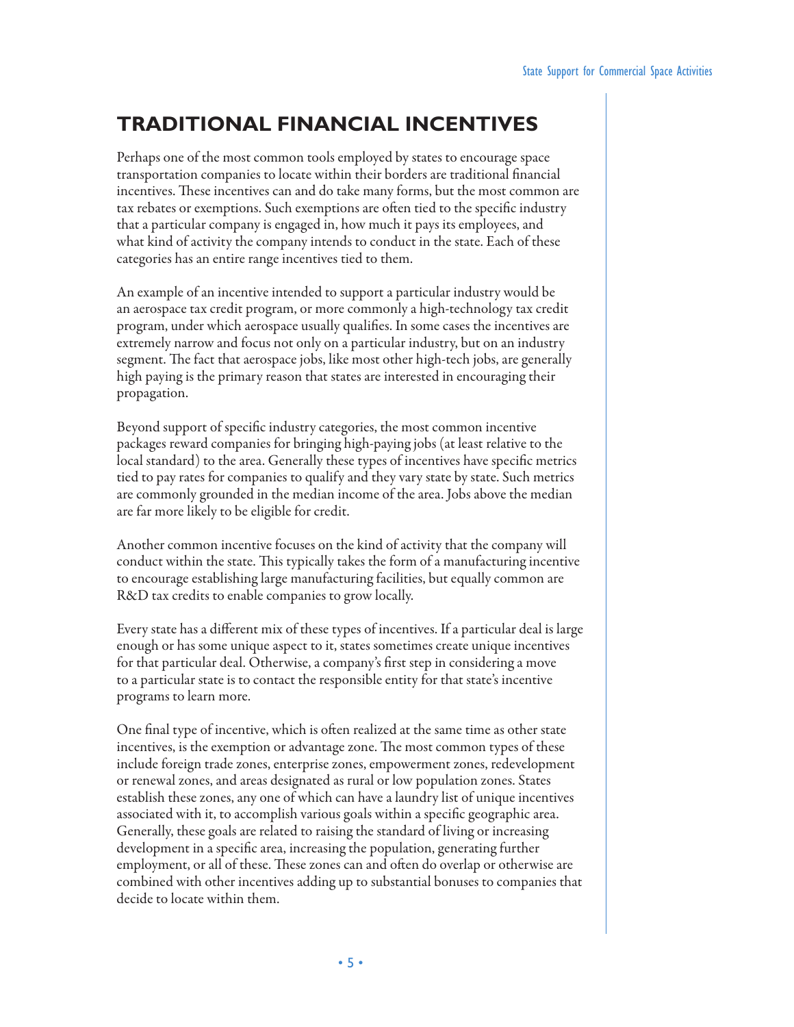## TRADITIONAL FINANCIAL INCENTIVES

Perhaps one of the most common tools employed by states to encourage space transportation companies to locate within their borders are traditional financial incentives. These incentives can and do take many forms, but the most common are tax rebates or exemptions. Such exemptions are often tied to the specific industry that a particular company is engaged in, how much it pays its employees, and what kind of activity the company intends to conduct in the state. Each of these categories has an entire range incentives tied to them.

An example of an incentive intended to support a particular industry would be an aerospace tax credit program, or more commonly a high-technology tax credit program, under which aerospace usually qualifies. In some cases the incentives are extremely narrow and focus not only on a particular industry, but on an industry segment. The fact that aerospace jobs, like most other high-tech jobs, are generally high paying is the primary reason that states are interested in encouraging their propagation.

Beyond support of specific industry categories, the most common incentive packages reward companies for bringing high-paying jobs (at least relative to the local standard) to the area. Generally these types of incentives have specific metrics tied to pay rates for companies to qualify and they vary state by state. Such metrics are commonly grounded in the median income of the area. Jobs above the median are far more likely to be eligible for credit.

Another common incentive focuses on the kind of activity that the company will conduct within the state. This typically takes the form of a manufacturing incentive to encourage establishing large manufacturing facilities, but equally common are R&D tax credits to enable companies to grow locally.

Every state has a different mix of these types of incentives. If a particular deal is large enough or has some unique aspect to it, states sometimes create unique incentives for that particular deal. Otherwise, a company's first step in considering a move to a particular state is to contact the responsible entity for that state's incentive programs to learn more.

One final type of incentive, which is often realized at the same time as other state incentives, is the exemption or advantage zone. The most common types of these include foreign trade zones, enterprise zones, empowerment zones, redevelopment or renewal zones, and areas designated as rural or low population zones. States establish these zones, any one of which can have a laundry list of unique incentives associated with it, to accomplish various goals within a specific geographic area. Generally, these goals are related to raising the standard of living or increasing development in a specific area, increasing the population, generating further employment, or all of these. These zones can and often do overlap or otherwise are combined with other incentives adding up to substantial bonuses to companies that decide to locate within them.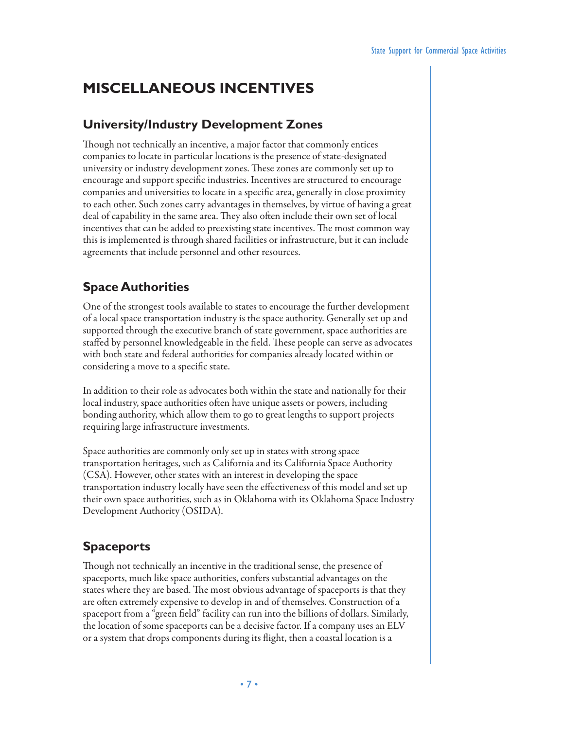## MISCELLANEOUS INCENTIVES

### University/Industry Development Zones

Though not technically an incentive, a major factor that commonly entices companies to locate in particular locations is the presence of state-designated university or industry development zones. These zones are commonly set up to encourage and support specific industries. Incentives are structured to encourage companies and universities to locate in a specific area, generally in close proximity to each other. Such zones carry advantages in themselves, by virtue of having a great deal of capability in the same area. They also often include their own set of local incentives that can be added to preexisting state incentives. The most common way this is implemented is through shared facilities or infrastructure, but it can include agreements that include personnel and other resources.

### Space Authorities

One of the strongest tools available to states to encourage the further development of a local space transportation industry is the space authority. Generally set up and supported through the executive branch of state government, space authorities are staffed by personnel knowledgeable in the field. These people can serve as advocates with both state and federal authorities for companies already located within or considering a move to a specific state.

In addition to their role as advocates both within the state and nationally for their local industry, space authorities often have unique assets or powers, including bonding authority, which allow them to go to great lengths to support projects requiring large infrastructure investments.

Space authorities are commonly only set up in states with strong space transportation heritages, such as California and its California Space Authority (CSA). However, other states with an interest in developing the space transportation industry locally have seen the effectiveness of this model and set up their own space authorities, such as in Oklahoma with its Oklahoma Space Industry Development Authority (OSIDA).

### Spaceports

Though not technically an incentive in the traditional sense, the presence of spaceports, much like space authorities, confers substantial advantages on the states where they are based. The most obvious advantage of spaceports is that they are often extremely expensive to develop in and of themselves. Construction of a spaceport from a "green field" facility can run into the billions of dollars. Similarly, the location of some spaceports can be a decisive factor. If a company uses an ELV or a system that drops components during its flight, then a coastal location is a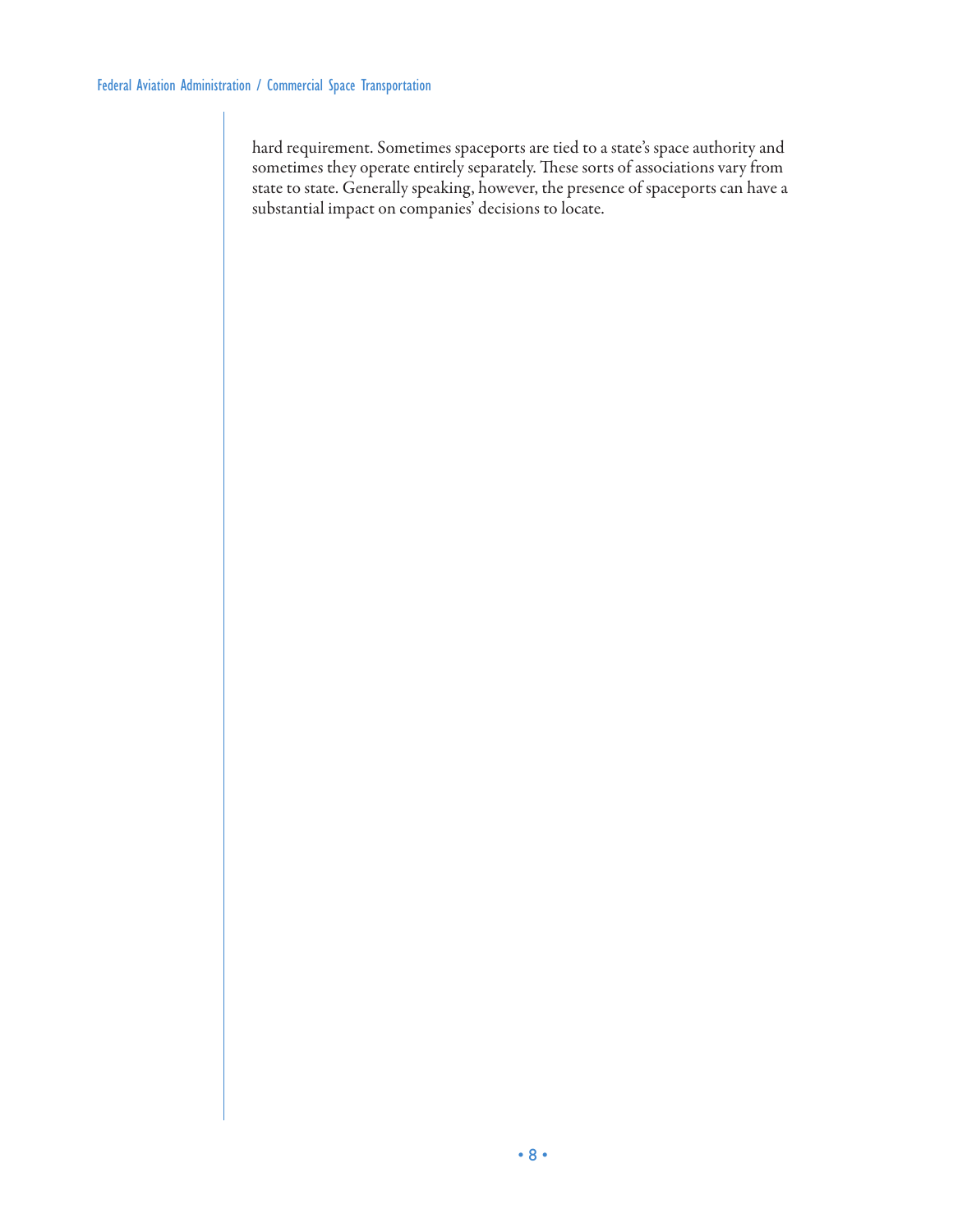hard requirement. Sometimes spaceports are tied to a state's space authority and sometimes they operate entirely separately. These sorts of associations vary from state to state. Generally speaking, however, the presence of spaceports can have a substantial impact on companies' decisions to locate.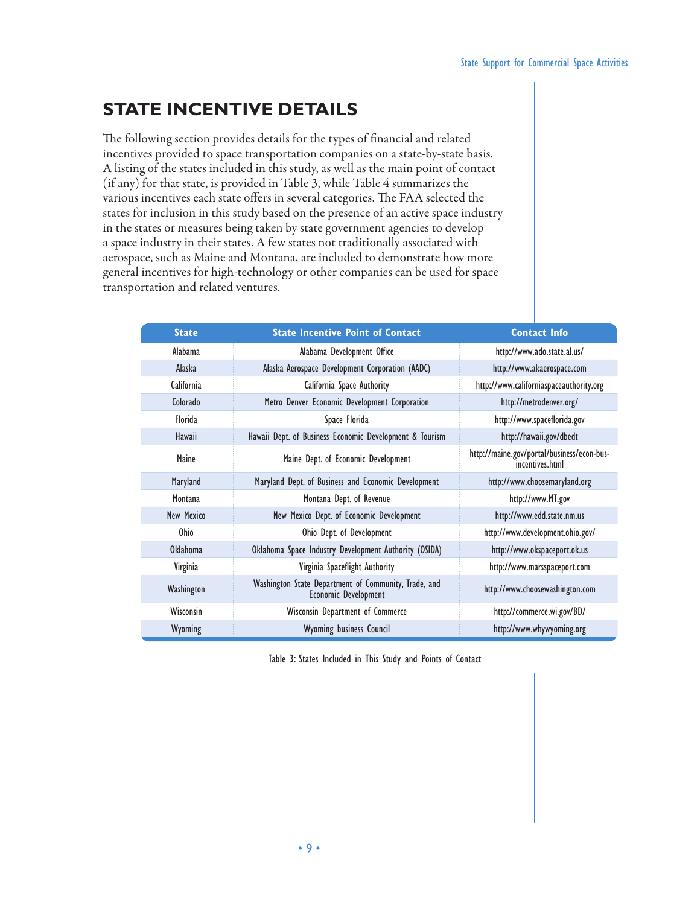## STATE INCENTIVE DETAILS

The following section provides details for the types of financial and related incentives provided to space transportation companies on a state-by-state basis. A listing of the states included in this study, as well as the main point of contact (if any) for that state, is provided in Table 3, while Table 4 summarizes the various incentives each state offers in several categories. The FAA selected the states for inclusion in this study based on the presence of an active space industry in the states or measures being taken by state government agencies to develop a space industry in their states. A few states not traditionally associated with aerospace, such as Maine and Montana, are included to demonstrate how more general incentives for high-technology or other companies can be used for space transportation and related ventures.

| State | State Incentive Point of Contact | Contact Info |
| --- | --- | --- |
| Alabama | Alabama Development Office | http://www.ado.state.al.us/ |
| Alaska | Alaska Aerospace Development Corporation (AADC) | http://www.akaerospace.com |
| California | California Space Authority | http://www.californiaspaceauthority.org |
| Colorado | Metro Denver Economic Development Corporation | http://metrodenver.org/ |
| Florida | Space Florida | http://www.spaceflorida.gov |
| Hawaii | Hawaii Dept. of Business Economic Development & Tourism | http://hawaii.gov/dbedt |
| Maine | Maine Dept. of Economic Development | http://maine.gov/portal/business/econ-bus-incentives.html |
| Maryland | Maryland Dept. of Business and Economic Development | http://www.choosemaryland.org |
| Montana | Montana Dept. of Revenue | http://www.MT.gov |
| New Mexico | New Mexico Dept. of Economic Development | http://www.edd.state.nm.us |
| Ohio | Ohio Dept. of Development | http://www.development.ohio.gov/ |
| Oklahoma | Oklahoma Space Industry Development Authority (OSIDA) | http://www.okspaceport.ok.us |
| Virginia | Virginia Spaceflight Authority | http://www.marsspaceport.com |
| Washington | Washington State Department of Community, Trade, and Economic Development | http://www.choosewashington.com |
| Wisconsin | Wisconsin Department of Commerce | http://commerce.wi.gov/BD/ |
| Wyoming | Wyoming business Council | http://www.whywyoming.org |

Table 3: States Included in This Study and Points of Contact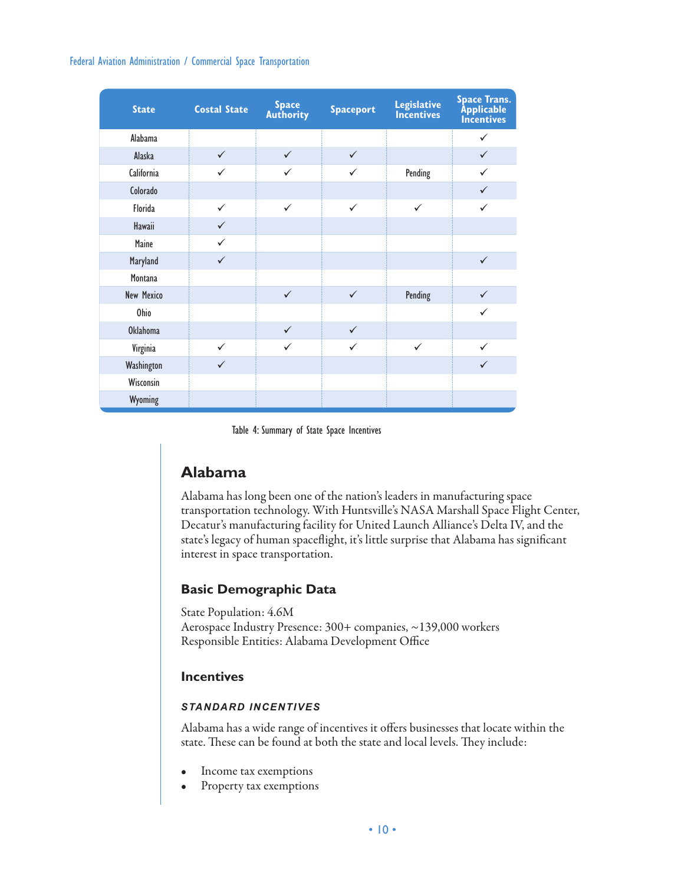| State | Costal State | Space Authority | Spaceport | Legislative Incentives | Space Trans. Applicable Incentives |
|---|---|---|---|---|---|
| Alabama | | | | | ✓ |
| Alaska | ✓ | ✓ | ✓ | | ✓ |
| California | ✓ | ✓ | ✓ | Pending | ✓ |
| Colorado | | | | | ✓ |
| Florida | ✓ | ✓ | ✓ | ✓ | ✓ |
| Hawaii | ✓ | | | | |
| Maine | ✓ | | | | |
| Maryland | ✓ | | | | ✓ |
| Montana | | | | | |
| New Mexico | | ✓ | ✓ | Pending | ✓ |
| Ohio | | | | | ✓ |
| Oklahoma | | ✓ | ✓ | | |
| Virginia | ✓ | ✓ | ✓ | ✓ | ✓ |
| Washington | ✓ | | | | ✓ |
| Wisconsin | | | | | |
| Wyoming | | | | | |

Table 4: Summary of State Space Incentives

## Alabama

Alabama has long been one of the nation's leaders in manufacturing space transportation technology. With Huntsville's NASA Marshall Space Flight Center, Decatur's manufacturing facility for United Launch Alliance's Delta IV, and the state's legacy of human spaceflight, it's little surprise that Alabama has significant interest in space transportation.

### Basic Demographic Data

State Population: 4.6M
Aerospace Industry Presence: 300+ companies, ~139,000 workers
Responsible Entities: Alabama Development Office

### Incentives

#### *STANDARD INCENTIVES*

Alabama has a wide range of incentives it offers businesses that locate within the state. These can be found at both the state and local levels. They include:

- Income tax exemptions
- Property tax exemptions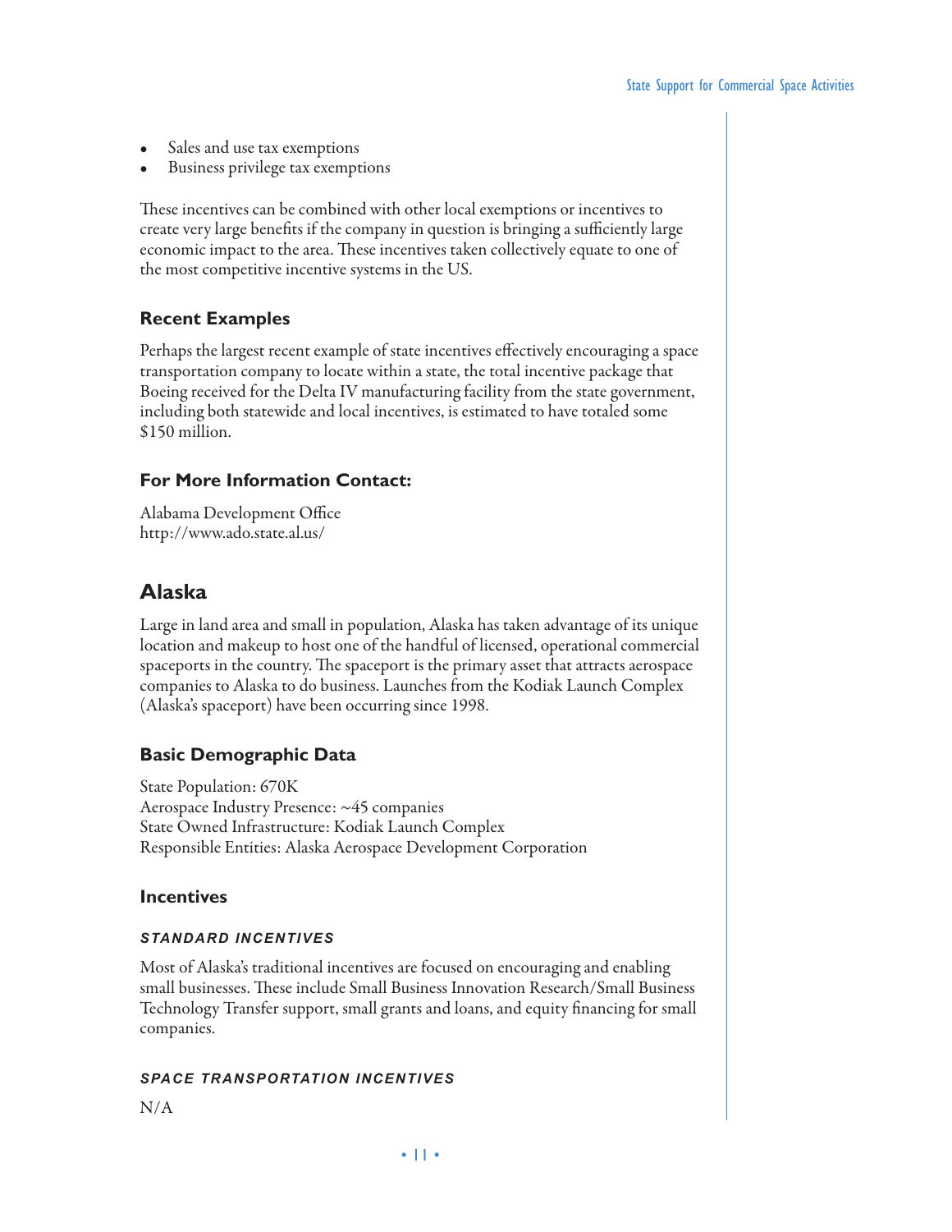- Sales and use tax exemptions
- Business privilege tax exemptions

These incentives can be combined with other local exemptions or incentives to create very large benefits if the company in question is bringing a sufficiently large economic impact to the area. These incentives taken collectively equate to one of the most competitive incentive systems in the US.

### Recent Examples

Perhaps the largest recent example of state incentives effectively encouraging a space transportation company to locate within a state, the total incentive package that Boeing received for the Delta IV manufacturing facility from the state government, including both statewide and local incentives, is estimated to have totaled some $150 million.

### For More Information Contact:

Alabama Development Office
http://www.ado.state.al.us/

## Alaska

Large in land area and small in population, Alaska has taken advantage of its unique location and makeup to host one of the handful of licensed, operational commercial spaceports in the country. The spaceport is the primary asset that attracts aerospace companies to Alaska to do business. Launches from the Kodiak Launch Complex (Alaska's spaceport) have been occurring since 1998.

### Basic Demographic Data

State Population: 670K
Aerospace Industry Presence: ~45 companies
State Owned Infrastructure: Kodiak Launch Complex
Responsible Entities: Alaska Aerospace Development Corporation

### Incentives

#### *STANDARD INCENTIVES*

Most of Alaska's traditional incentives are focused on encouraging and enabling small businesses. These include Small Business Innovation Research/Small Business Technology Transfer support, small grants and loans, and equity financing for small companies.

#### *SPACE TRANSPORTATION INCENTIVES*

N/A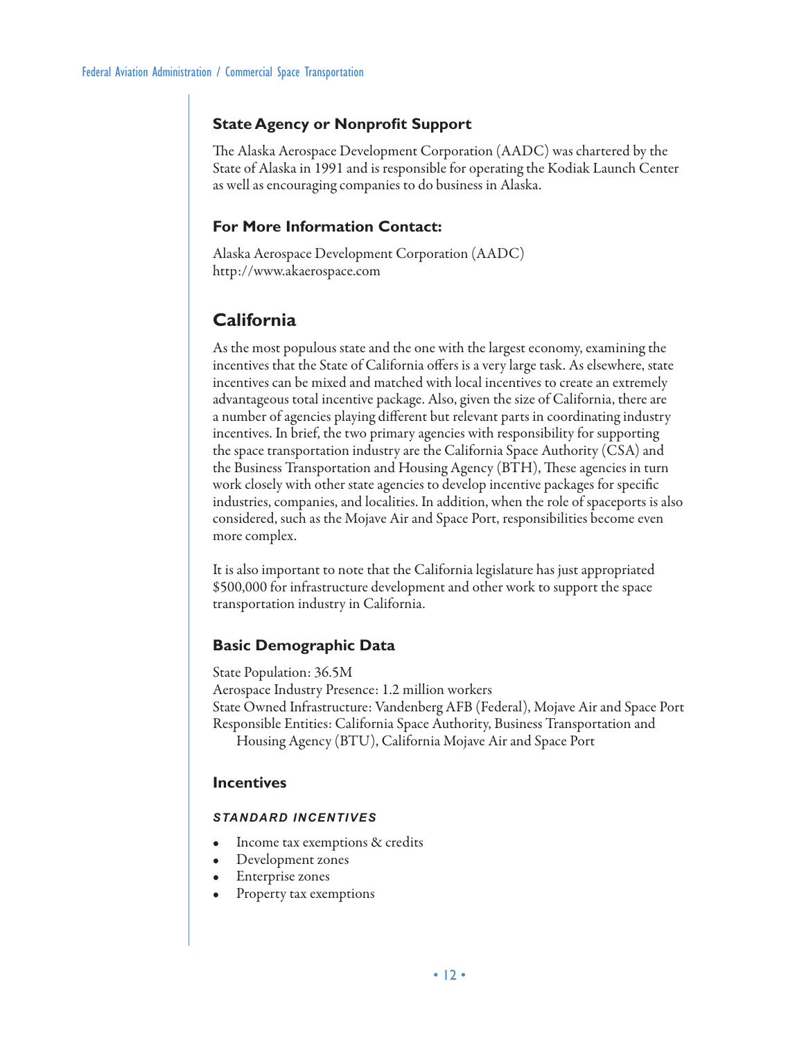### State Agency or Nonprofit Support

The Alaska Aerospace Development Corporation (AADC) was chartered by the State of Alaska in 1991 and is responsible for operating the Kodiak Launch Center as well as encouraging companies to do business in Alaska.

### For More Information Contact:

Alaska Aerospace Development Corporation (AADC)
http://www.akaerospace.com

## California

As the most populous state and the one with the largest economy, examining the incentives that the State of California offers is a very large task. As elsewhere, state incentives can be mixed and matched with local incentives to create an extremely advantageous total incentive package. Also, given the size of California, there are a number of agencies playing different but relevant parts in coordinating industry incentives. In brief, the two primary agencies with responsibility for supporting the space transportation industry are the California Space Authority (CSA) and the Business Transportation and Housing Agency (BTH), These agencies in turn work closely with other state agencies to develop incentive packages for specific industries, companies, and localities. In addition, when the role of spaceports is also considered, such as the Mojave Air and Space Port, responsibilities become even more complex.

It is also important to note that the California legislature has just appropriated $500,000 for infrastructure development and other work to support the space transportation industry in California.

### Basic Demographic Data

State Population: 36.5M
Aerospace Industry Presence: 1.2 million workers
State Owned Infrastructure: Vandenberg AFB (Federal), Mojave Air and Space Port
Responsible Entities: California Space Authority, Business Transportation and Housing Agency (BTU), California Mojave Air and Space Port

### Incentives

#### *STANDARD INCENTIVES*

- Income tax exemptions & credits
- Development zones
- Enterprise zones
- Property tax exemptions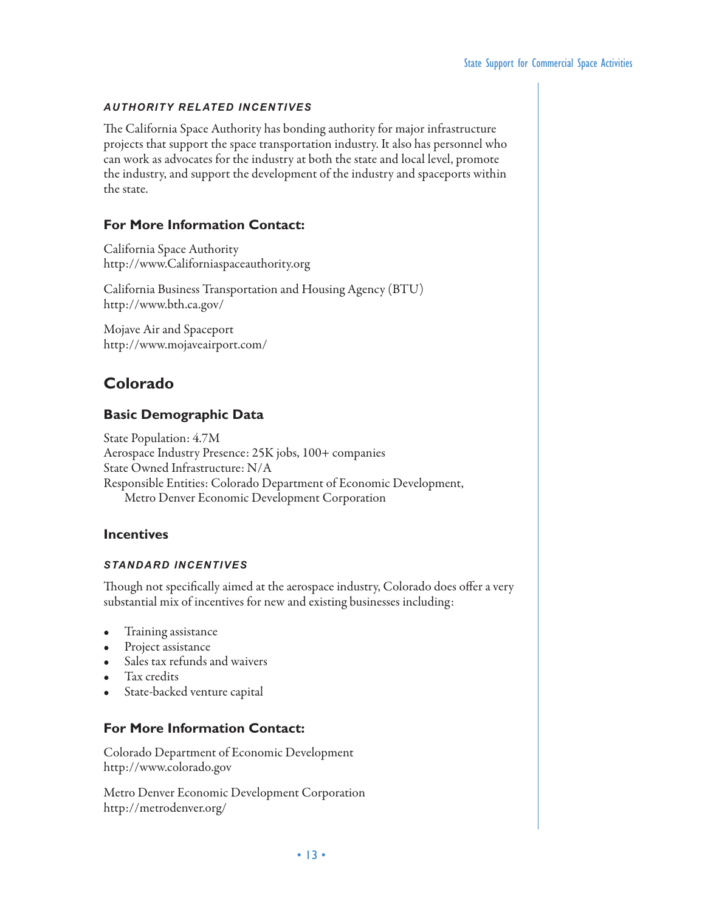#### *AUTHORITY RELATED INCENTIVES*

The California Space Authority has bonding authority for major infrastructure projects that support the space transportation industry. It also has personnel who can work as advocates for the industry at both the state and local level, promote the industry, and support the development of the industry and spaceports within the state.

### For More Information Contact:

California Space Authority
http://www.Californiaspaceauthority.org

California Business Transportation and Housing Agency (BTU)
http://www.bth.ca.gov/

Mojave Air and Spaceport
http://www.mojaveairport.com/

## Colorado

### Basic Demographic Data

State Population: 4.7M
Aerospace Industry Presence: 25K jobs, 100+ companies
State Owned Infrastructure: N/A
Responsible Entities: Colorado Department of Economic Development, Metro Denver Economic Development Corporation

### Incentives

#### *STANDARD INCENTIVES*

Though not specifically aimed at the aerospace industry, Colorado does offer a very substantial mix of incentives for new and existing businesses including:

- Training assistance
- Project assistance
- Sales tax refunds and waivers
- Tax credits
- State-backed venture capital

### For More Information Contact:

Colorado Department of Economic Development
http://www.colorado.gov

Metro Denver Economic Development Corporation
http://metrodenver.org/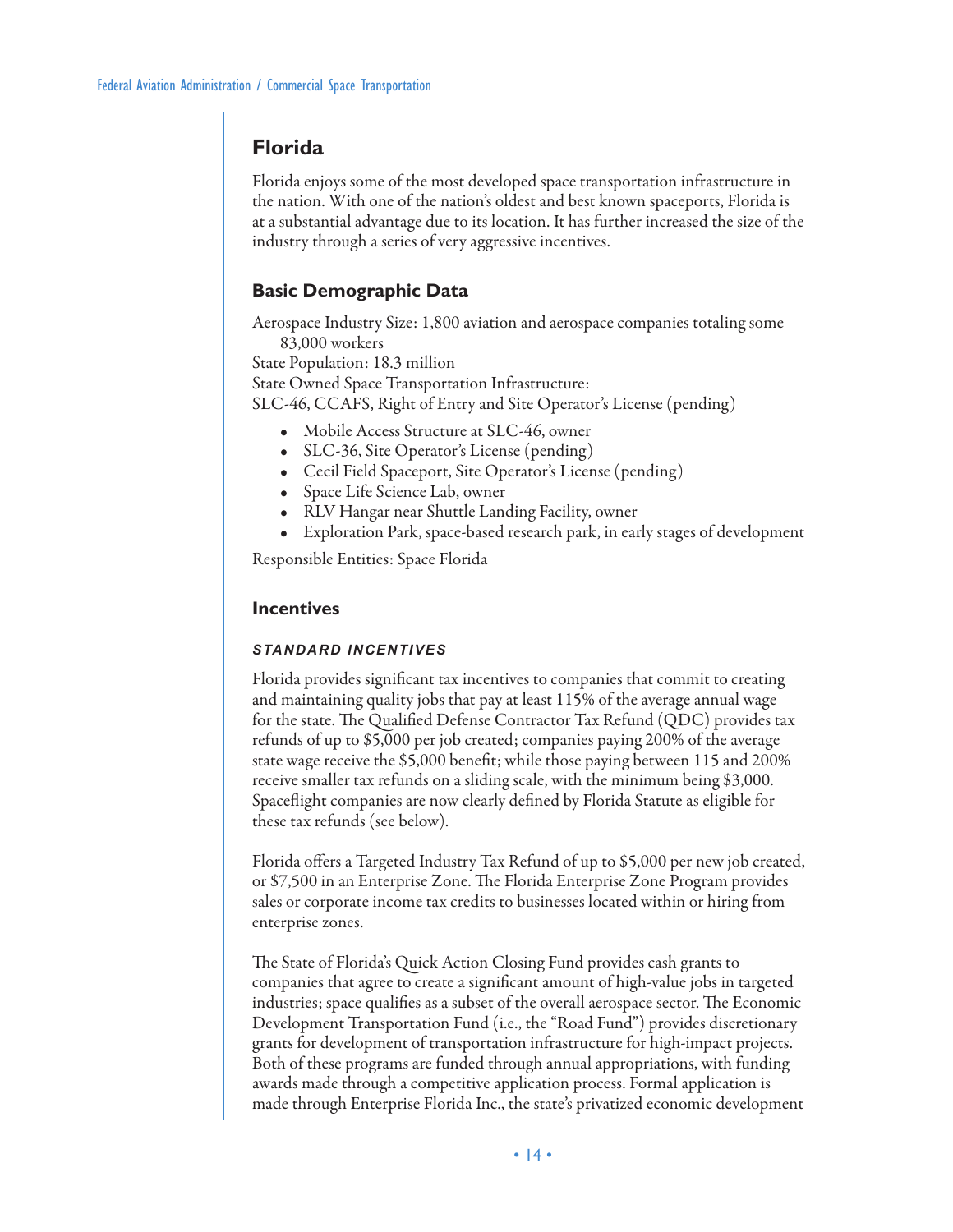## Florida

Florida enjoys some of the most developed space transportation infrastructure in the nation. With one of the nation's oldest and best known spaceports, Florida is at a substantial advantage due to its location. It has further increased the size of the industry through a series of very aggressive incentives.

### Basic Demographic Data

Aerospace Industry Size: 1,800 aviation and aerospace companies totaling some 83,000 workers
State Population: 18.3 million
State Owned Space Transportation Infrastructure:
SLC-46, CCAFS, Right of Entry and Site Operator's License (pending)

- Mobile Access Structure at SLC-46, owner
- SLC-36, Site Operator's License (pending)
- Cecil Field Spaceport, Site Operator's License (pending)
- Space Life Science Lab, owner
- RLV Hangar near Shuttle Landing Facility, owner
- Exploration Park, space-based research park, in early stages of development

Responsible Entities: Space Florida

### Incentives

#### *STANDARD INCENTIVES*

Florida provides significant tax incentives to companies that commit to creating and maintaining quality jobs that pay at least 115% of the average annual wage for the state. The Qualified Defense Contractor Tax Refund (QDC) provides tax refunds of up to $5,000 per job created; companies paying 200% of the average state wage receive the $5,000 benefit; while those paying between 115 and 200% receive smaller tax refunds on a sliding scale, with the minimum being $3,000. Spaceflight companies are now clearly defined by Florida Statute as eligible for these tax refunds (see below).

Florida offers a Targeted Industry Tax Refund of up to $5,000 per new job created, or $7,500 in an Enterprise Zone. The Florida Enterprise Zone Program provides sales or corporate income tax credits to businesses located within or hiring from enterprise zones.

The State of Florida's Quick Action Closing Fund provides cash grants to companies that agree to create a significant amount of high-value jobs in targeted industries; space qualifies as a subset of the overall aerospace sector. The Economic Development Transportation Fund (i.e., the "Road Fund") provides discretionary grants for development of transportation infrastructure for high-impact projects. Both of these programs are funded through annual appropriations, with funding awards made through a competitive application process. Formal application is made through Enterprise Florida Inc., the state's privatized economic development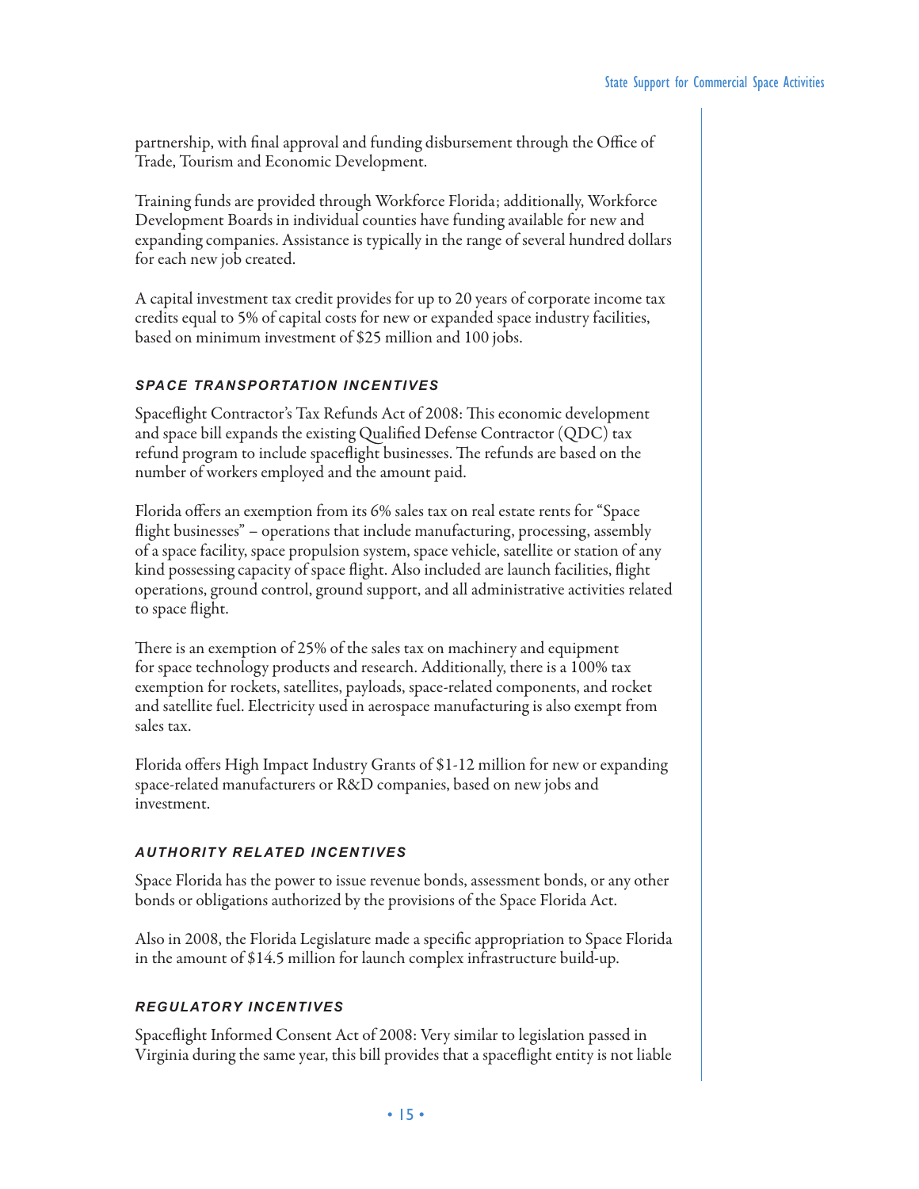partnership, with final approval and funding disbursement through the Office of Trade, Tourism and Economic Development.

Training funds are provided through Workforce Florida; additionally, Workforce Development Boards in individual counties have funding available for new and expanding companies. Assistance is typically in the range of several hundred dollars for each new job created.

A capital investment tax credit provides for up to 20 years of corporate income tax credits equal to 5% of capital costs for new or expanded space industry facilities, based on minimum investment of $25 million and 100 jobs.

#### *SPACE TRANSPORTATION INCENTIVES*

Spaceflight Contractor's Tax Refunds Act of 2008: This economic development and space bill expands the existing Qualified Defense Contractor (QDC) tax refund program to include spaceflight businesses. The refunds are based on the number of workers employed and the amount paid.

Florida offers an exemption from its 6% sales tax on real estate rents for "Space flight businesses" – operations that include manufacturing, processing, assembly of a space facility, space propulsion system, space vehicle, satellite or station of any kind possessing capacity of space flight. Also included are launch facilities, flight operations, ground control, ground support, and all administrative activities related to space flight.

There is an exemption of 25% of the sales tax on machinery and equipment for space technology products and research. Additionally, there is a 100% tax exemption for rockets, satellites, payloads, space-related components, and rocket and satellite fuel. Electricity used in aerospace manufacturing is also exempt from sales tax.

Florida offers High Impact Industry Grants of $1-12 million for new or expanding space-related manufacturers or R&D companies, based on new jobs and investment.

#### *AUTHORITY RELATED INCENTIVES*

Space Florida has the power to issue revenue bonds, assessment bonds, or any other bonds or obligations authorized by the provisions of the Space Florida Act.

Also in 2008, the Florida Legislature made a specific appropriation to Space Florida in the amount of $14.5 million for launch complex infrastructure build-up.

#### *REGULATORY INCENTIVES*

Spaceflight Informed Consent Act of 2008: Very similar to legislation passed in Virginia during the same year, this bill provides that a spaceflight entity is not liable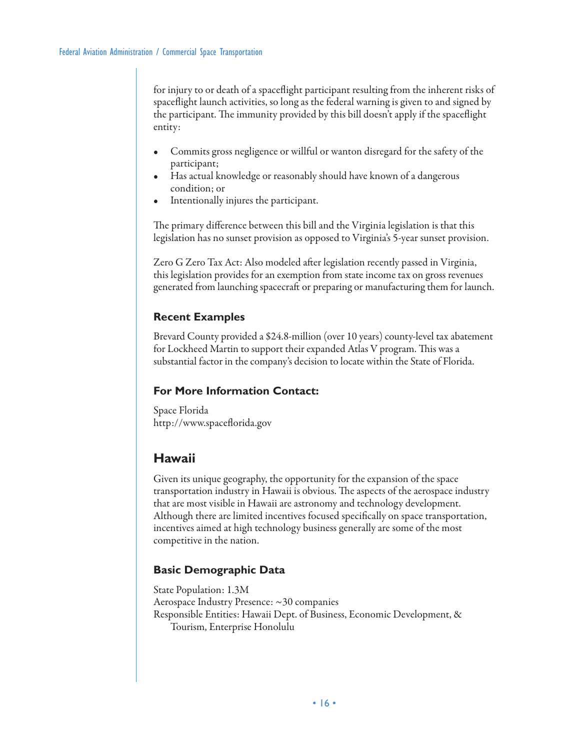for injury to or death of a spaceflight participant resulting from the inherent risks of spaceflight launch activities, so long as the federal warning is given to and signed by the participant. The immunity provided by this bill doesn't apply if the spaceflight entity:

- Commits gross negligence or willful or wanton disregard for the safety of the participant;
- Has actual knowledge or reasonably should have known of a dangerous condition; or
- Intentionally injures the participant.

The primary difference between this bill and the Virginia legislation is that this legislation has no sunset provision as opposed to Virginia's 5-year sunset provision.

Zero G Zero Tax Act: Also modeled after legislation recently passed in Virginia, this legislation provides for an exemption from state income tax on gross revenues generated from launching spacecraft or preparing or manufacturing them for launch.

### Recent Examples

Brevard County provided a $24.8-million (over 10 years) county-level tax abatement for Lockheed Martin to support their expanded Atlas V program. This was a substantial factor in the company's decision to locate within the State of Florida.

### For More Information Contact:

Space Florida
http://www.spaceflorida.gov

## Hawaii

Given its unique geography, the opportunity for the expansion of the space transportation industry in Hawaii is obvious. The aspects of the aerospace industry that are most visible in Hawaii are astronomy and technology development. Although there are limited incentives focused specifically on space transportation, incentives aimed at high technology business generally are some of the most competitive in the nation.

### Basic Demographic Data

State Population: 1.3M
Aerospace Industry Presence: ~30 companies
Responsible Entities: Hawaii Dept. of Business, Economic Development, & Tourism, Enterprise Honolulu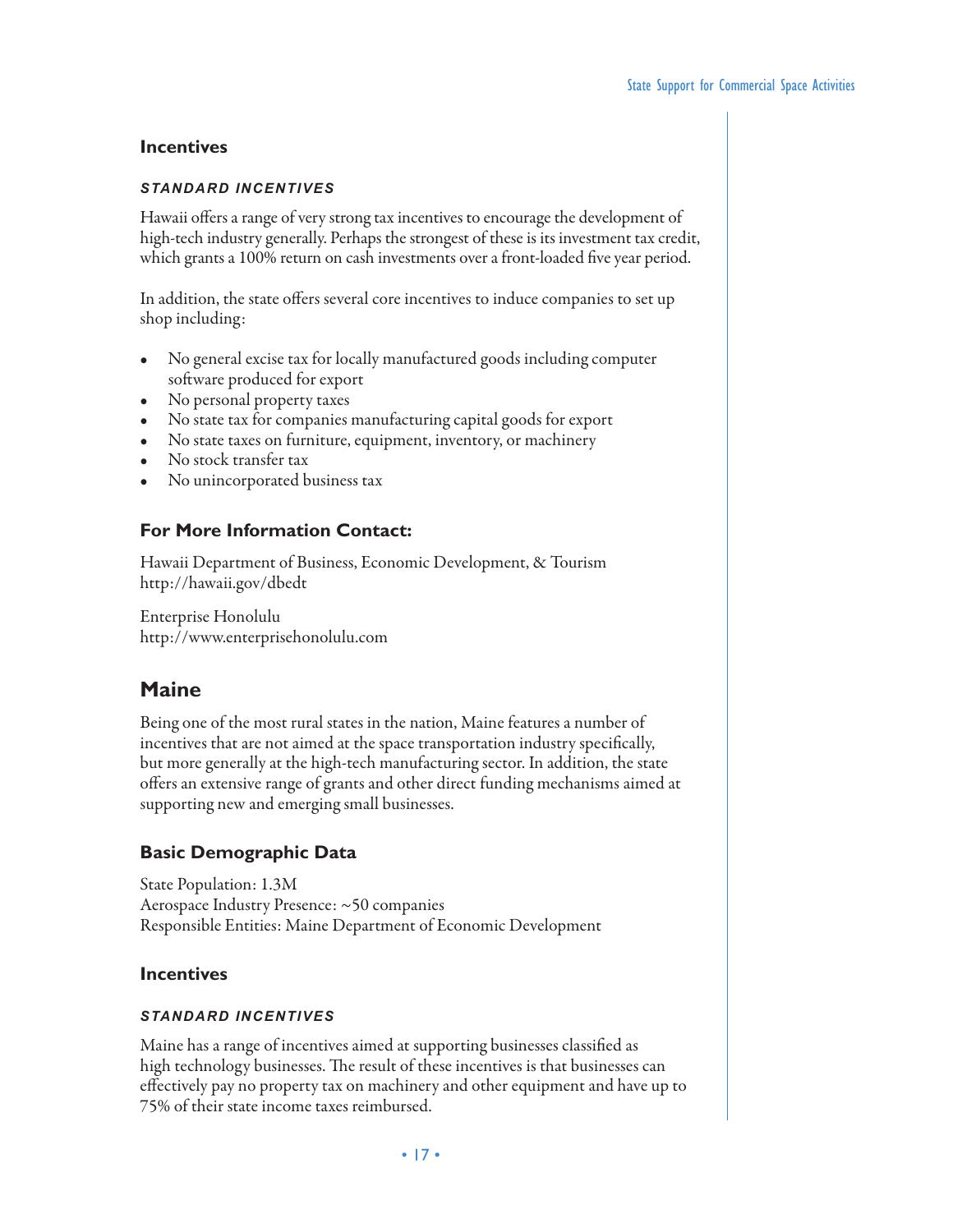### Incentives

#### *STANDARD INCENTIVES*

Hawaii offers a range of very strong tax incentives to encourage the development of high-tech industry generally. Perhaps the strongest of these is its investment tax credit, which grants a 100% return on cash investments over a front-loaded five year period.

In addition, the state offers several core incentives to induce companies to set up shop including:

- No general excise tax for locally manufactured goods including computer software produced for export
- No personal property taxes
- No state tax for companies manufacturing capital goods for export
- No state taxes on furniture, equipment, inventory, or machinery
- No stock transfer tax
- No unincorporated business tax

### For More Information Contact:

Hawaii Department of Business, Economic Development, & Tourism
http://hawaii.gov/dbedt

Enterprise Honolulu
http://www.enterprisehonolulu.com

## Maine

Being one of the most rural states in the nation, Maine features a number of incentives that are not aimed at the space transportation industry specifically, but more generally at the high-tech manufacturing sector. In addition, the state offers an extensive range of grants and other direct funding mechanisms aimed at supporting new and emerging small businesses.

### Basic Demographic Data

State Population: 1.3M
Aerospace Industry Presence: ~50 companies
Responsible Entities: Maine Department of Economic Development

### Incentives

#### *STANDARD INCENTIVES*

Maine has a range of incentives aimed at supporting businesses classified as high technology businesses. The result of these incentives is that businesses can effectively pay no property tax on machinery and other equipment and have up to 75% of their state income taxes reimbursed.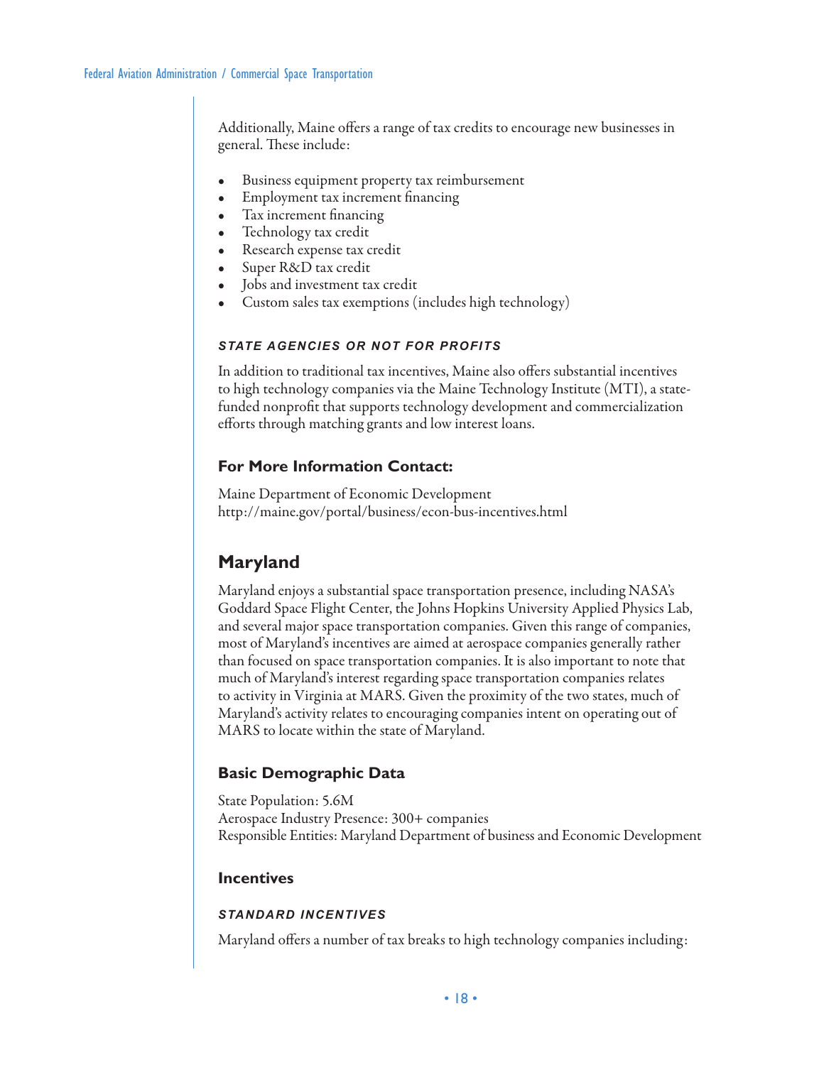Additionally, Maine offers a range of tax credits to encourage new businesses in general. These include:

- Business equipment property tax reimbursement
- Employment tax increment financing
- Tax increment financing
- Technology tax credit
- Research expense tax credit
- Super R&D tax credit
- Jobs and investment tax credit
- Custom sales tax exemptions (includes high technology)

#### *STATE AGENCIES OR NOT FOR PROFITS*

In addition to traditional tax incentives, Maine also offers substantial incentives to high technology companies via the Maine Technology Institute (MTI), a state-funded nonprofit that supports technology development and commercialization efforts through matching grants and low interest loans.

### For More Information Contact:

Maine Department of Economic Development
http://maine.gov/portal/business/econ-bus-incentives.html

## Maryland

Maryland enjoys a substantial space transportation presence, including NASA's Goddard Space Flight Center, the Johns Hopkins University Applied Physics Lab, and several major space transportation companies. Given this range of companies, most of Maryland's incentives are aimed at aerospace companies generally rather than focused on space transportation companies. It is also important to note that much of Maryland's interest regarding space transportation companies relates to activity in Virginia at MARS. Given the proximity of the two states, much of Maryland's activity relates to encouraging companies intent on operating out of MARS to locate within the state of Maryland.

### Basic Demographic Data

State Population: 5.6M
Aerospace Industry Presence: 300+ companies
Responsible Entities: Maryland Department of business and Economic Development

### Incentives

#### *STANDARD INCENTIVES*

Maryland offers a number of tax breaks to high technology companies including: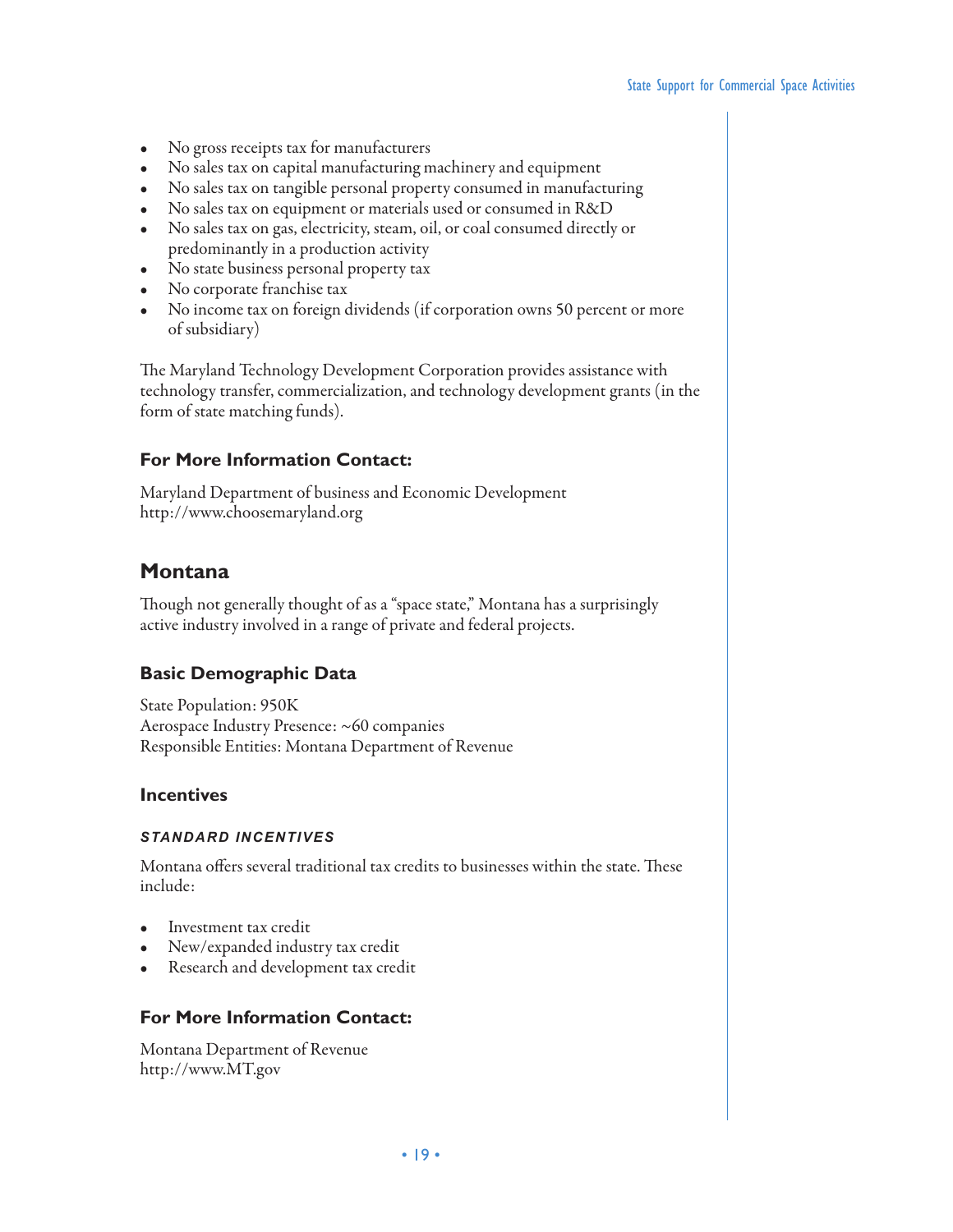- No gross receipts tax for manufacturers
- No sales tax on capital manufacturing machinery and equipment
- No sales tax on tangible personal property consumed in manufacturing
- No sales tax on equipment or materials used or consumed in R&D
- No sales tax on gas, electricity, steam, oil, or coal consumed directly or predominantly in a production activity
- No state business personal property tax
- No corporate franchise tax
- No income tax on foreign dividends (if corporation owns 50 percent or more of subsidiary)

The Maryland Technology Development Corporation provides assistance with technology transfer, commercialization, and technology development grants (in the form of state matching funds).

### For More Information Contact:

Maryland Department of business and Economic Development
http://www.choosemaryland.org

## Montana

Though not generally thought of as a "space state," Montana has a surprisingly active industry involved in a range of private and federal projects.

### Basic Demographic Data

State Population: 950K
Aerospace Industry Presence: ~60 companies
Responsible Entities: Montana Department of Revenue

### Incentives

#### *STANDARD INCENTIVES*

Montana offers several traditional tax credits to businesses within the state. These include:

- Investment tax credit
- New/expanded industry tax credit
- Research and development tax credit

### For More Information Contact:

Montana Department of Revenue
http://www.MT.gov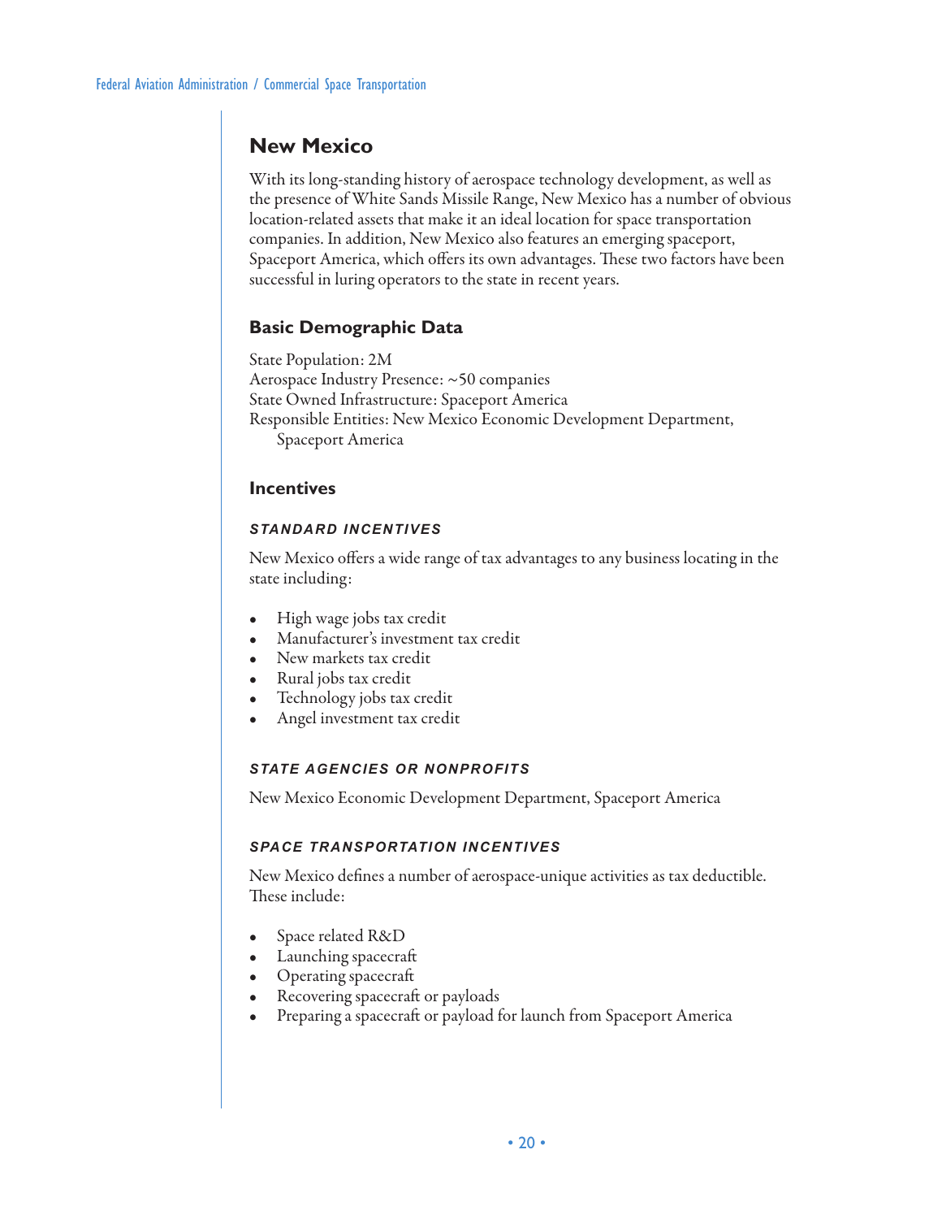## New Mexico

With its long-standing history of aerospace technology development, as well as the presence of White Sands Missile Range, New Mexico has a number of obvious location-related assets that make it an ideal location for space transportation companies. In addition, New Mexico also features an emerging spaceport, Spaceport America, which offers its own advantages. These two factors have been successful in luring operators to the state in recent years.

### Basic Demographic Data

State Population: 2M
Aerospace Industry Presence: ~50 companies
State Owned Infrastructure: Spaceport America
Responsible Entities: New Mexico Economic Development Department, Spaceport America

### Incentives

#### STANDARD INCENTIVES

New Mexico offers a wide range of tax advantages to any business locating in the state including:

- High wage jobs tax credit
- Manufacturer's investment tax credit
- New markets tax credit
- Rural jobs tax credit
- Technology jobs tax credit
- Angel investment tax credit

#### STATE AGENCIES OR NONPROFITS

New Mexico Economic Development Department, Spaceport America

#### SPACE TRANSPORTATION INCENTIVES

New Mexico defines a number of aerospace-unique activities as tax deductible. These include:

- Space related R&D
- Launching spacecraft
- Operating spacecraft
- Recovering spacecraft or payloads
- Preparing a spacecraft or payload for launch from Spaceport America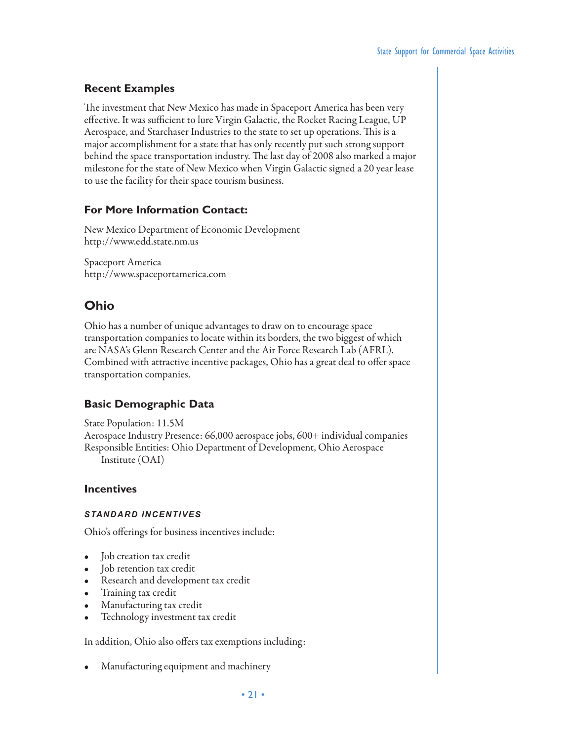### Recent Examples

The investment that New Mexico has made in Spaceport America has been very effective. It was sufficient to lure Virgin Galactic, the Rocket Racing League, UP Aerospace, and Starchaser Industries to the state to set up operations. This is a major accomplishment for a state that has only recently put such strong support behind the space transportation industry. The last day of 2008 also marked a major milestone for the state of New Mexico when Virgin Galactic signed a 20 year lease to use the facility for their space tourism business.

### For More Information Contact:

New Mexico Department of Economic Development
http://www.edd.state.nm.us

Spaceport America
http://www.spaceportamerica.com

## Ohio

Ohio has a number of unique advantages to draw on to encourage space transportation companies to locate within its borders, the two biggest of which are NASA's Glenn Research Center and the Air Force Research Lab (AFRL). Combined with attractive incentive packages, Ohio has a great deal to offer space transportation companies.

### Basic Demographic Data

State Population: 11.5M
Aerospace Industry Presence: 66,000 aerospace jobs, 600+ individual companies
Responsible Entities: Ohio Department of Development, Ohio Aerospace Institute (OAI)

### Incentives

#### *STANDARD INCENTIVES*

Ohio's offerings for business incentives include:

- Job creation tax credit
- Job retention tax credit
- Research and development tax credit
- Training tax credit
- Manufacturing tax credit
- Technology investment tax credit

In addition, Ohio also offers tax exemptions including:

- Manufacturing equipment and machinery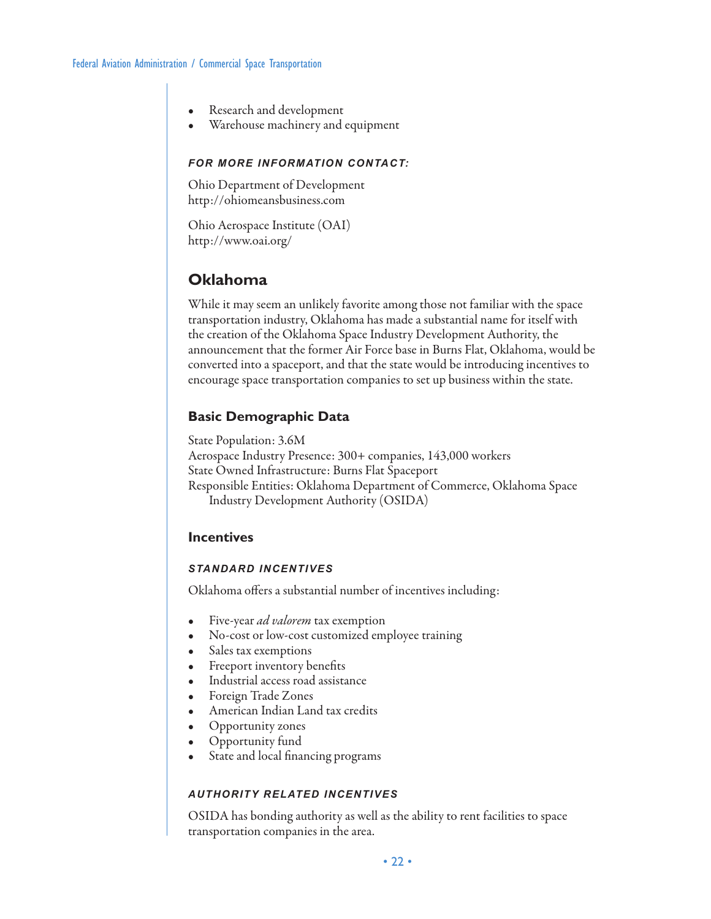- Research and development
- Warehouse machinery and equipment

##### *FOR MORE INFORMATION CONTACT:*

Ohio Department of Development
http://ohiomeansbusiness.com

Ohio Aerospace Institute (OAI)
http://www.oai.org/

## Oklahoma

While it may seem an unlikely favorite among those not familiar with the space transportation industry, Oklahoma has made a substantial name for itself with the creation of the Oklahoma Space Industry Development Authority, the announcement that the former Air Force base in Burns Flat, Oklahoma, would be converted into a spaceport, and that the state would be introducing incentives to encourage space transportation companies to set up business within the state.

### Basic Demographic Data

State Population: 3.6M
Aerospace Industry Presence: 300+ companies, 143,000 workers
State Owned Infrastructure: Burns Flat Spaceport
Responsible Entities: Oklahoma Department of Commerce, Oklahoma Space Industry Development Authority (OSIDA)

### Incentives

##### *STANDARD INCENTIVES*

Oklahoma offers a substantial number of incentives including:

- Five-year *ad valorem* tax exemption
- No-cost or low-cost customized employee training
- Sales tax exemptions
- Freeport inventory benefits
- Industrial access road assistance
- Foreign Trade Zones
- American Indian Land tax credits
- Opportunity zones
- Opportunity fund
- State and local financing programs

##### *AUTHORITY RELATED INCENTIVES*

OSIDA has bonding authority as well as the ability to rent facilities to space transportation companies in the area.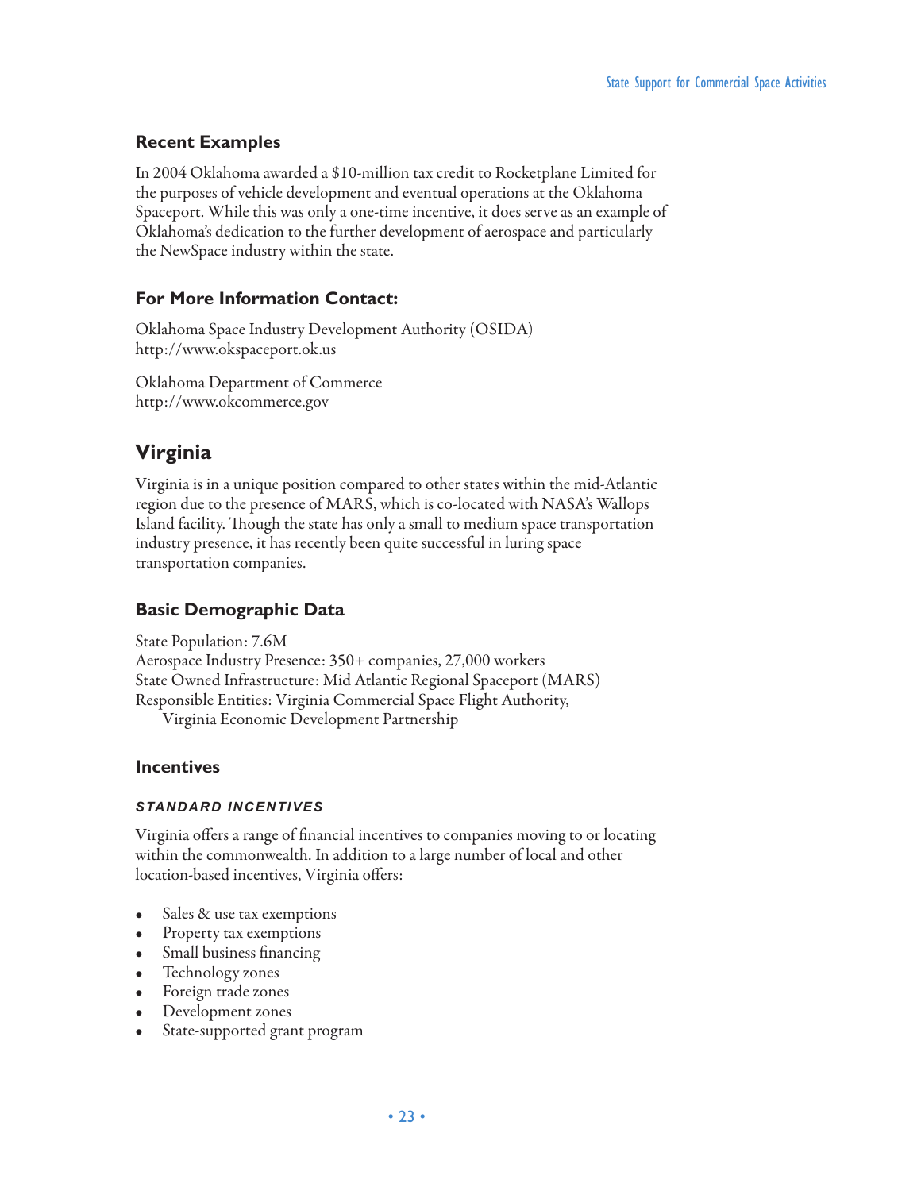### Recent Examples

In 2004 Oklahoma awarded a $10-million tax credit to Rocketplane Limited for the purposes of vehicle development and eventual operations at the Oklahoma Spaceport. While this was only a one-time incentive, it does serve as an example of Oklahoma's dedication to the further development of aerospace and particularly the NewSpace industry within the state.

### For More Information Contact:

Oklahoma Space Industry Development Authority (OSIDA)
http://www.okspaceport.ok.us

Oklahoma Department of Commerce
http://www.okcommerce.gov

## Virginia

Virginia is in a unique position compared to other states within the mid-Atlantic region due to the presence of MARS, which is co-located with NASA's Wallops Island facility. Though the state has only a small to medium space transportation industry presence, it has recently been quite successful in luring space transportation companies.

### Basic Demographic Data

State Population: 7.6M
Aerospace Industry Presence: 350+ companies, 27,000 workers
State Owned Infrastructure: Mid Atlantic Regional Spaceport (MARS)
Responsible Entities: Virginia Commercial Space Flight Authority, Virginia Economic Development Partnership

### Incentives

#### *STANDARD INCENTIVES*

Virginia offers a range of financial incentives to companies moving to or locating within the commonwealth. In addition to a large number of local and other location-based incentives, Virginia offers:

- Sales & use tax exemptions
- Property tax exemptions
- Small business financing
- Technology zones
- Foreign trade zones
- Development zones
- State-supported grant program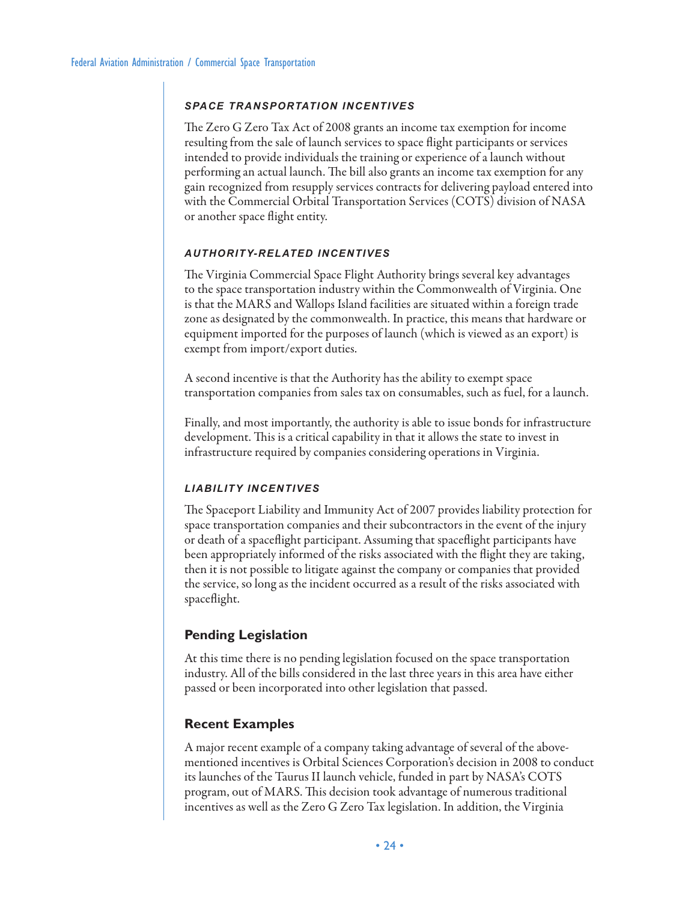### *SPACE TRANSPORTATION INCENTIVES*

The Zero G Zero Tax Act of 2008 grants an income tax exemption for income resulting from the sale of launch services to space flight participants or services intended to provide individuals the training or experience of a launch without performing an actual launch. The bill also grants an income tax exemption for any gain recognized from resupply services contracts for delivering payload entered into with the Commercial Orbital Transportation Services (COTS) division of NASA or another space flight entity.

### *AUTHORITY-RELATED INCENTIVES*

The Virginia Commercial Space Flight Authority brings several key advantages to the space transportation industry within the Commonwealth of Virginia. One is that the MARS and Wallops Island facilities are situated within a foreign trade zone as designated by the commonwealth. In practice, this means that hardware or equipment imported for the purposes of launch (which is viewed as an export) is exempt from import/export duties.

A second incentive is that the Authority has the ability to exempt space transportation companies from sales tax on consumables, such as fuel, for a launch.

Finally, and most importantly, the authority is able to issue bonds for infrastructure development. This is a critical capability in that it allows the state to invest in infrastructure required by companies considering operations in Virginia.

### *LIABILITY INCENTIVES*

The Spaceport Liability and Immunity Act of 2007 provides liability protection for space transportation companies and their subcontractors in the event of the injury or death of a spaceflight participant. Assuming that spaceflight participants have been appropriately informed of the risks associated with the flight they are taking, then it is not possible to litigate against the company or companies that provided the service, so long as the incident occurred as a result of the risks associated with spaceflight.

## Pending Legislation

At this time there is no pending legislation focused on the space transportation industry. All of the bills considered in the last three years in this area have either passed or been incorporated into other legislation that passed.

## Recent Examples

A major recent example of a company taking advantage of several of the above-mentioned incentives is Orbital Sciences Corporation's decision in 2008 to conduct its launches of the Taurus II launch vehicle, funded in part by NASA's COTS program, out of MARS. This decision took advantage of numerous traditional incentives as well as the Zero G Zero Tax legislation. In addition, the Virginia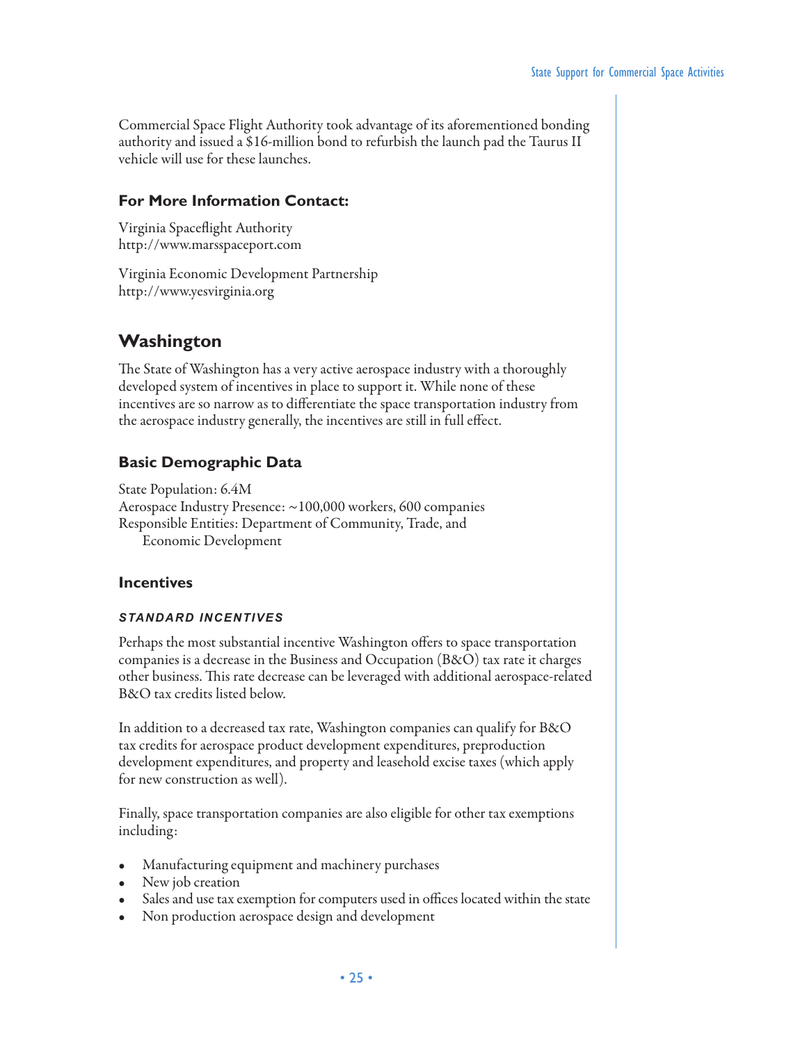Commercial Space Flight Authority took advantage of its aforementioned bonding authority and issued a $16-million bond to refurbish the launch pad the Taurus II vehicle will use for these launches.

### For More Information Contact:

Virginia Spaceflight Authority
http://www.marsspaceport.com

Virginia Economic Development Partnership
http://www.yesvirginia.org

## Washington

The State of Washington has a very active aerospace industry with a thoroughly developed system of incentives in place to support it. While none of these incentives are so narrow as to differentiate the space transportation industry from the aerospace industry generally, the incentives are still in full effect.

### Basic Demographic Data

State Population: 6.4M
Aerospace Industry Presence: ~100,000 workers, 600 companies
Responsible Entities: Department of Community, Trade, and Economic Development

### Incentives

#### *STANDARD INCENTIVES*

Perhaps the most substantial incentive Washington offers to space transportation companies is a decrease in the Business and Occupation (B&O) tax rate it charges other business. This rate decrease can be leveraged with additional aerospace-related B&O tax credits listed below.

In addition to a decreased tax rate, Washington companies can qualify for B&O tax credits for aerospace product development expenditures, preproduction development expenditures, and property and leasehold excise taxes (which apply for new construction as well).

Finally, space transportation companies are also eligible for other tax exemptions including:

- Manufacturing equipment and machinery purchases
- New job creation
- Sales and use tax exemption for computers used in offices located within the state
- Non production aerospace design and development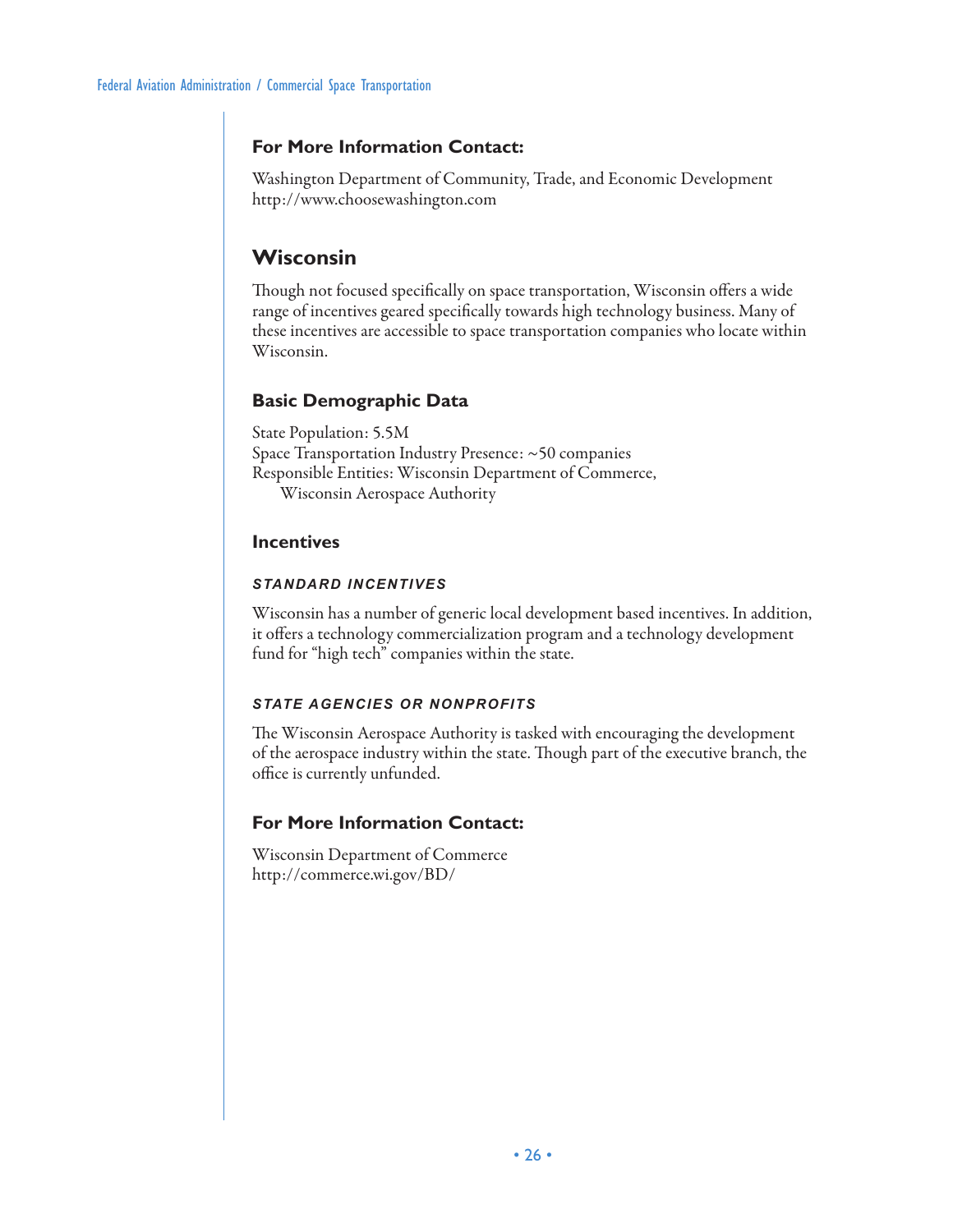### For More Information Contact:

Washington Department of Community, Trade, and Economic Development
http://www.choosewashington.com

## Wisconsin

Though not focused specifically on space transportation, Wisconsin offers a wide range of incentives geared specifically towards high technology business. Many of these incentives are accessible to space transportation companies who locate within Wisconsin.

### Basic Demographic Data

State Population: 5.5M
Space Transportation Industry Presence: ~50 companies
Responsible Entities: Wisconsin Department of Commerce,
Wisconsin Aerospace Authority

### Incentives

#### *STANDARD INCENTIVES*

Wisconsin has a number of generic local development based incentives. In addition, it offers a technology commercialization program and a technology development fund for "high tech" companies within the state.

#### *STATE AGENCIES OR NONPROFITS*

The Wisconsin Aerospace Authority is tasked with encouraging the development of the aerospace industry within the state. Though part of the executive branch, the office is currently unfunded.

### For More Information Contact:

Wisconsin Department of Commerce
http://commerce.wi.gov/BD/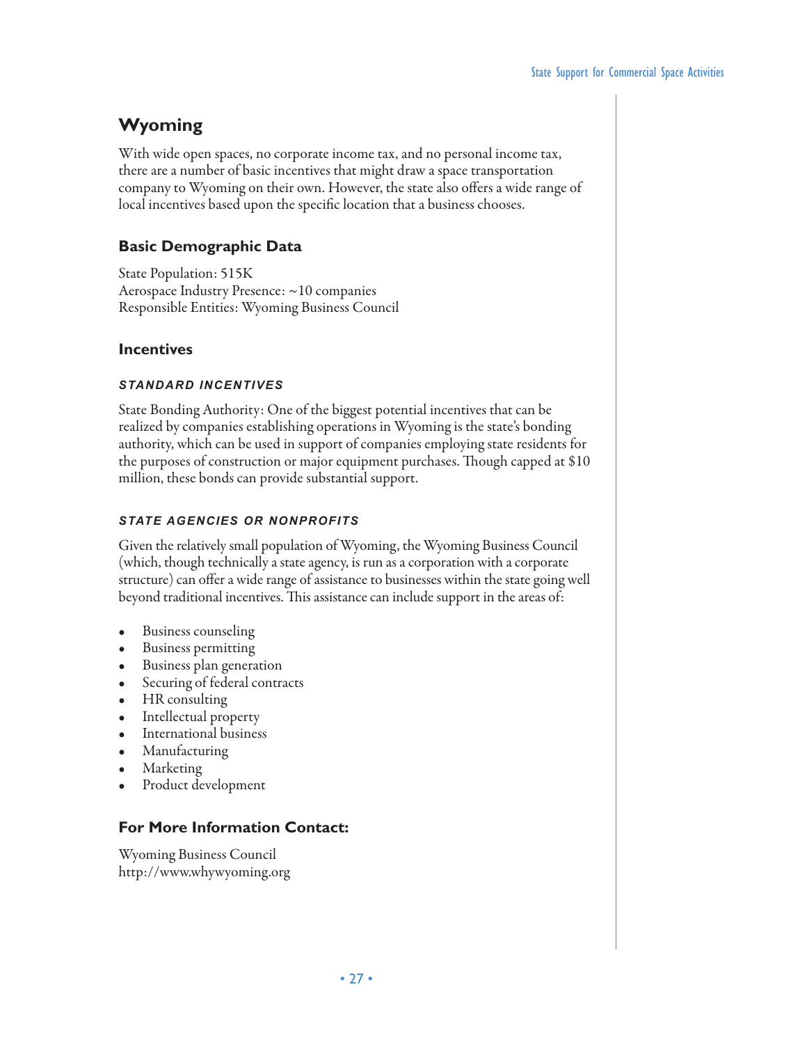## Wyoming

With wide open spaces, no corporate income tax, and no personal income tax, there are a number of basic incentives that might draw a space transportation company to Wyoming on their own. However, the state also offers a wide range of local incentives based upon the specific location that a business chooses.

### Basic Demographic Data

State Population: 515K
Aerospace Industry Presence: ~10 companies
Responsible Entities: Wyoming Business Council

### Incentives

#### *STANDARD INCENTIVES*

State Bonding Authority: One of the biggest potential incentives that can be realized by companies establishing operations in Wyoming is the state's bonding authority, which can be used in support of companies employing state residents for the purposes of construction or major equipment purchases. Though capped at $10 million, these bonds can provide substantial support.

#### *STATE AGENCIES OR NONPROFITS*

Given the relatively small population of Wyoming, the Wyoming Business Council (which, though technically a state agency, is run as a corporation with a corporate structure) can offer a wide range of assistance to businesses within the state going well beyond traditional incentives. This assistance can include support in the areas of:

- Business counseling
- Business permitting
- Business plan generation
- Securing of federal contracts
- HR consulting
- Intellectual property
- International business
- Manufacturing
- Marketing
- Product development

### For More Information Contact:

Wyoming Business Council
http://www.whywyoming.org